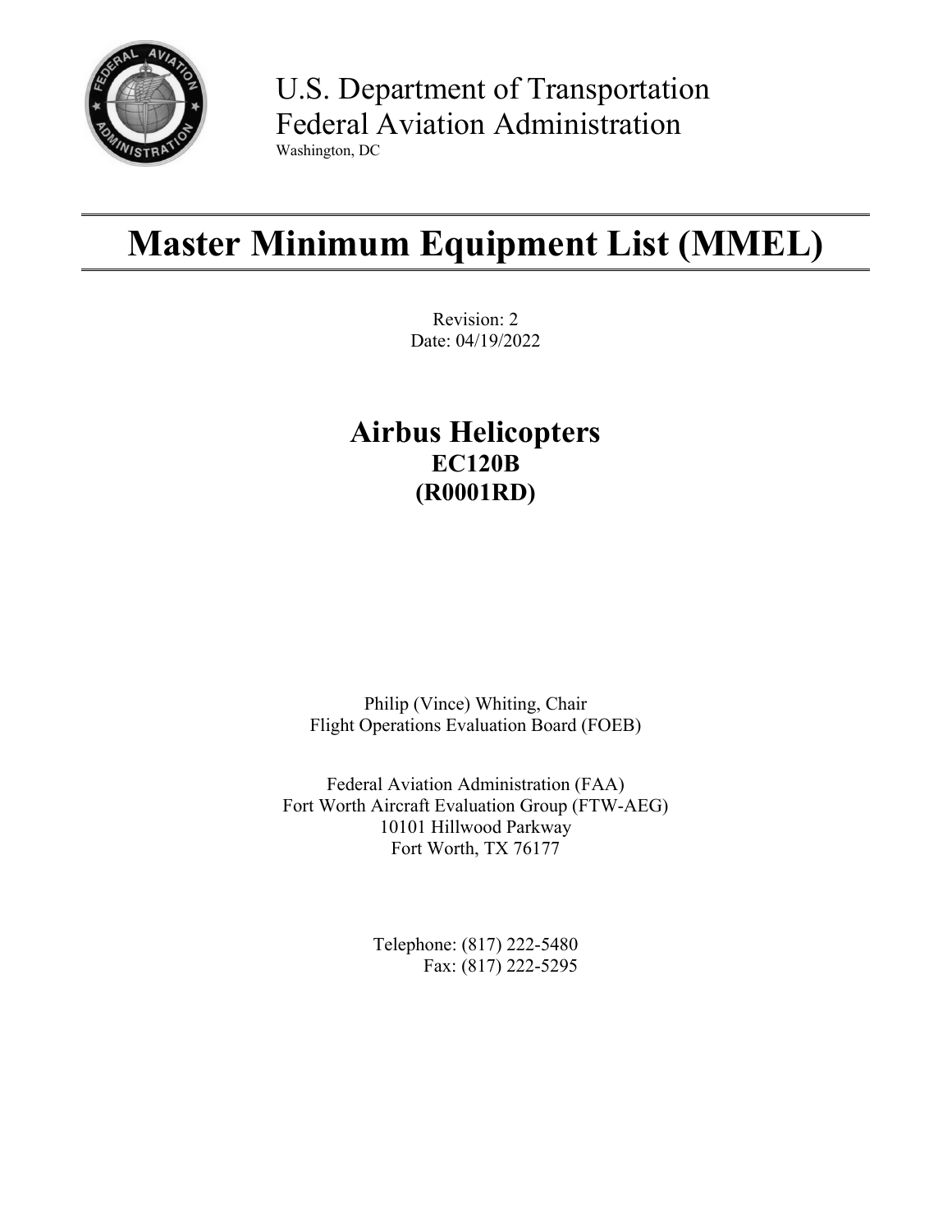U.S. Department of Transportation
Federal Aviation Administration
Washington, DC

# Master Minimum Equipment List (MMEL)

Revision: 2
Date: 04/19/2022

## Airbus Helicopters
### EC120B
### (R0001RD)

Philip (Vince) Whiting, Chair
Flight Operations Evaluation Board (FOEB)

Federal Aviation Administration (FAA)
Fort Worth Aircraft Evaluation Group (FTW-AEG)
10101 Hillwood Parkway
Fort Worth, TX 76177

Telephone: (817) 222-5480
Fax: (817) 222-5295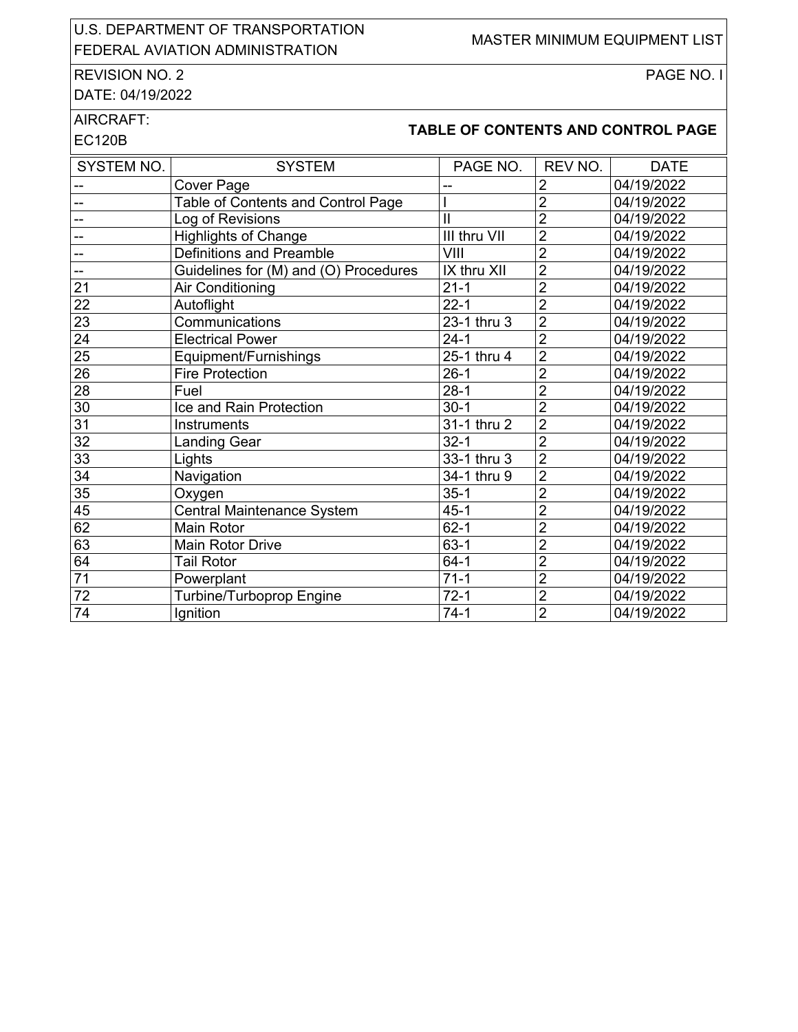U.S. DEPARTMENT OF TRANSPORTATION
FEDERAL AVIATION ADMINISTRATION

MASTER MINIMUM EQUIPMENT LIST

REVISION NO. 2
DATE: 04/19/2022

AIRCRAFT:
EC120B

## TABLE OF CONTENTS AND CONTROL PAGE

| SYSTEM NO. | SYSTEM | PAGE NO. | REV NO. | DATE |
|---|---|---|---|---|
| -- | Cover Page | -- | 2 | 04/19/2022 |
| -- | Table of Contents and Control Page | I | 2 | 04/19/2022 |
| -- | Log of Revisions | II | 2 | 04/19/2022 |
| -- | Highlights of Change | III thru VII | 2 | 04/19/2022 |
| -- | Definitions and Preamble | VIII | 2 | 04/19/2022 |
| -- | Guidelines for (M) and (O) Procedures | IX thru XII | 2 | 04/19/2022 |
| 21 | Air Conditioning | 21-1 | 2 | 04/19/2022 |
| 22 | Autoflight | 22-1 | 2 | 04/19/2022 |
| 23 | Communications | 23-1 thru 3 | 2 | 04/19/2022 |
| 24 | Electrical Power | 24-1 | 2 | 04/19/2022 |
| 25 | Equipment/Furnishings | 25-1 thru 4 | 2 | 04/19/2022 |
| 26 | Fire Protection | 26-1 | 2 | 04/19/2022 |
| 28 | Fuel | 28-1 | 2 | 04/19/2022 |
| 30 | Ice and Rain Protection | 30-1 | 2 | 04/19/2022 |
| 31 | Instruments | 31-1 thru 2 | 2 | 04/19/2022 |
| 32 | Landing Gear | 32-1 | 2 | 04/19/2022 |
| 33 | Lights | 33-1 thru 3 | 2 | 04/19/2022 |
| 34 | Navigation | 34-1 thru 9 | 2 | 04/19/2022 |
| 35 | Oxygen | 35-1 | 2 | 04/19/2022 |
| 45 | Central Maintenance System | 45-1 | 2 | 04/19/2022 |
| 62 | Main Rotor | 62-1 | 2 | 04/19/2022 |
| 63 | Main Rotor Drive | 63-1 | 2 | 04/19/2022 |
| 64 | Tail Rotor | 64-1 | 2 | 04/19/2022 |
| 71 | Powerplant | 71-1 | 2 | 04/19/2022 |
| 72 | Turbine/Turboprop Engine | 72-1 | 2 | 04/19/2022 |
| 74 | Ignition | 74-1 | 2 | 04/19/2022 |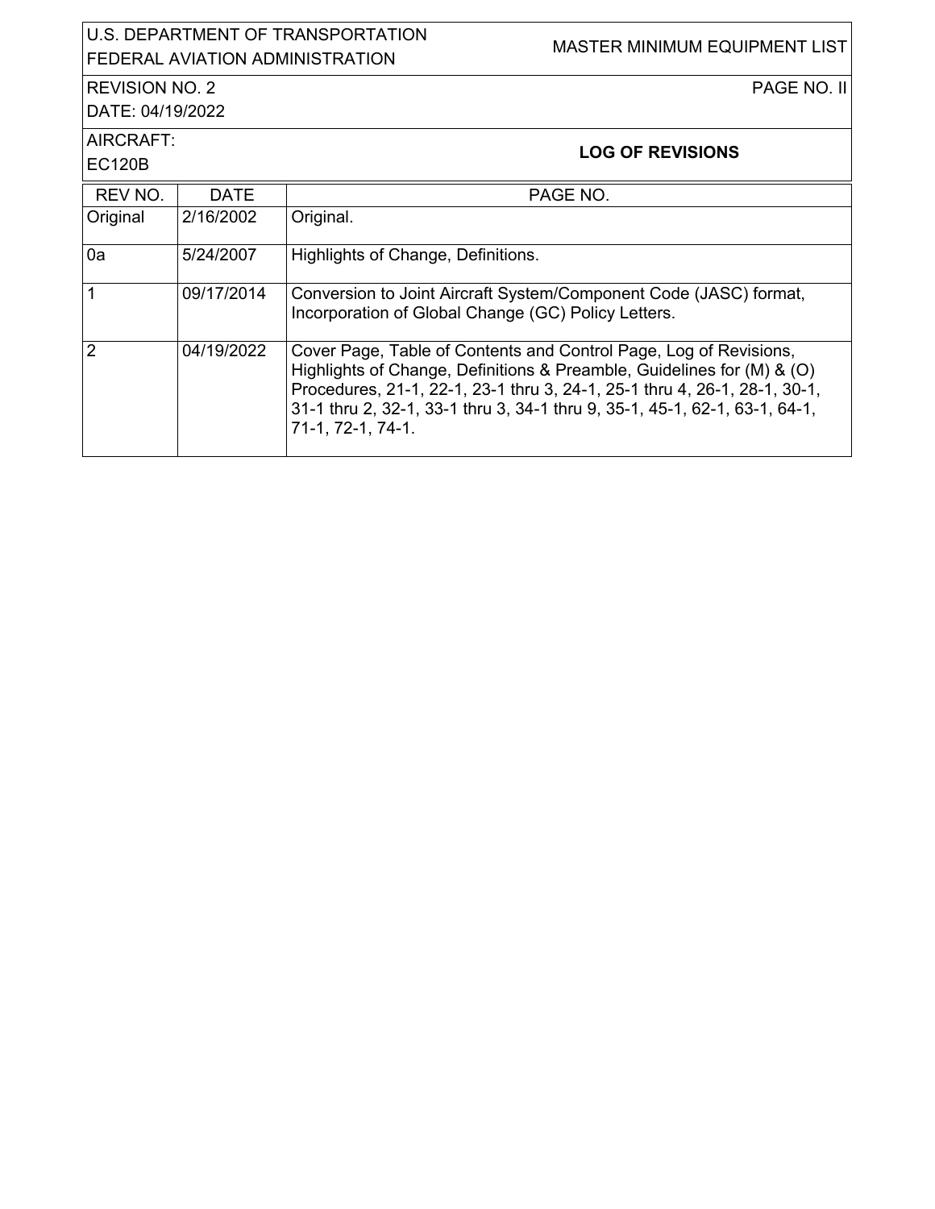## LOG OF REVISIONS

| REV NO. | DATE | PAGE NO. |
|---|---|---|
| Original | 2/16/2002 | Original. |
| 0a | 5/24/2007 | Highlights of Change, Definitions. |
| 1 | 09/17/2014 | Conversion to Joint Aircraft System/Component Code (JASC) format, Incorporation of Global Change (GC) Policy Letters. |
| 2 | 04/19/2022 | Cover Page, Table of Contents and Control Page, Log of Revisions, Highlights of Change, Definitions & Preamble, Guidelines for (M) & (O) Procedures, 21-1, 22-1, 23-1 thru 3, 24-1, 25-1 thru 4, 26-1, 28-1, 30-1, 31-1 thru 2, 32-1, 33-1 thru 3, 34-1 thru 9, 35-1, 45-1, 62-1, 63-1, 64-1, 71-1, 72-1, 74-1. |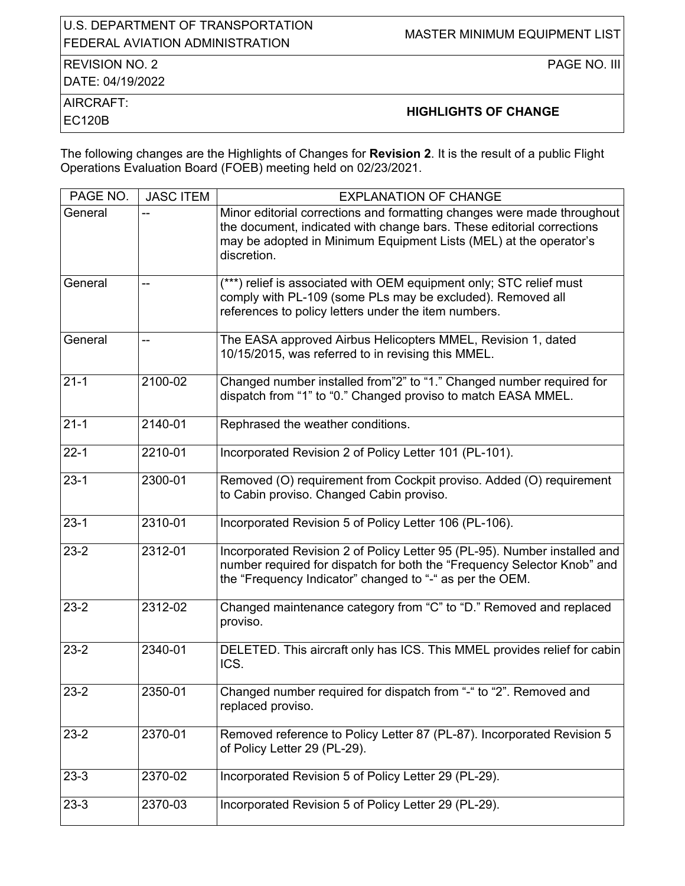| U.S. DEPARTMENT OF TRANSPORTATION FEDERAL AVIATION ADMINISTRATION | MASTER MINIMUM EQUIPMENT LIST |
|---|---|
| REVISION NO. 2<br>DATE: 04/19/2022 | PAGE NO. III |
| AIRCRAFT:<br>EC120B | **HIGHLIGHTS OF CHANGE** |

The following changes are the Highlights of Changes for **Revision 2**. It is the result of a public Flight Operations Evaluation Board (FOEB) meeting held on 02/23/2021.

| PAGE NO. | JASC ITEM | EXPLANATION OF CHANGE |
|---|---|---|
| General | -- | Minor editorial corrections and formatting changes were made throughout the document, indicated with change bars. These editorial corrections may be adopted in Minimum Equipment Lists (MEL) at the operator's discretion. |
| General | -- | (***) relief is associated with OEM equipment only; STC relief must comply with PL-109 (some PLs may be excluded). Removed all references to policy letters under the item numbers. |
| General | -- | The EASA approved Airbus Helicopters MMEL, Revision 1, dated 10/15/2015, was referred to in revising this MMEL. |
| 21-1 | 2100-02 | Changed number installed from"2" to "1." Changed number required for dispatch from "1" to "0." Changed proviso to match EASA MMEL. |
| 21-1 | 2140-01 | Rephrased the weather conditions. |
| 22-1 | 2210-01 | Incorporated Revision 2 of Policy Letter 101 (PL-101). |
| 23-1 | 2300-01 | Removed (O) requirement from Cockpit proviso. Added (O) requirement to Cabin proviso. Changed Cabin proviso. |
| 23-1 | 2310-01 | Incorporated Revision 5 of Policy Letter 106 (PL-106). |
| 23-2 | 2312-01 | Incorporated Revision 2 of Policy Letter 95 (PL-95). Number installed and number required for dispatch for both the "Frequency Selector Knob" and the "Frequency Indicator" changed to "-" as per the OEM. |
| 23-2 | 2312-02 | Changed maintenance category from "C" to "D." Removed and replaced proviso. |
| 23-2 | 2340-01 | DELETED. This aircraft only has ICS. This MMEL provides relief for cabin ICS. |
| 23-2 | 2350-01 | Changed number required for dispatch from "-" to "2". Removed and replaced proviso. |
| 23-2 | 2370-01 | Removed reference to Policy Letter 87 (PL-87). Incorporated Revision 5 of Policy Letter 29 (PL-29). |
| 23-3 | 2370-02 | Incorporated Revision 5 of Policy Letter 29 (PL-29). |
| 23-3 | 2370-03 | Incorporated Revision 5 of Policy Letter 29 (PL-29). |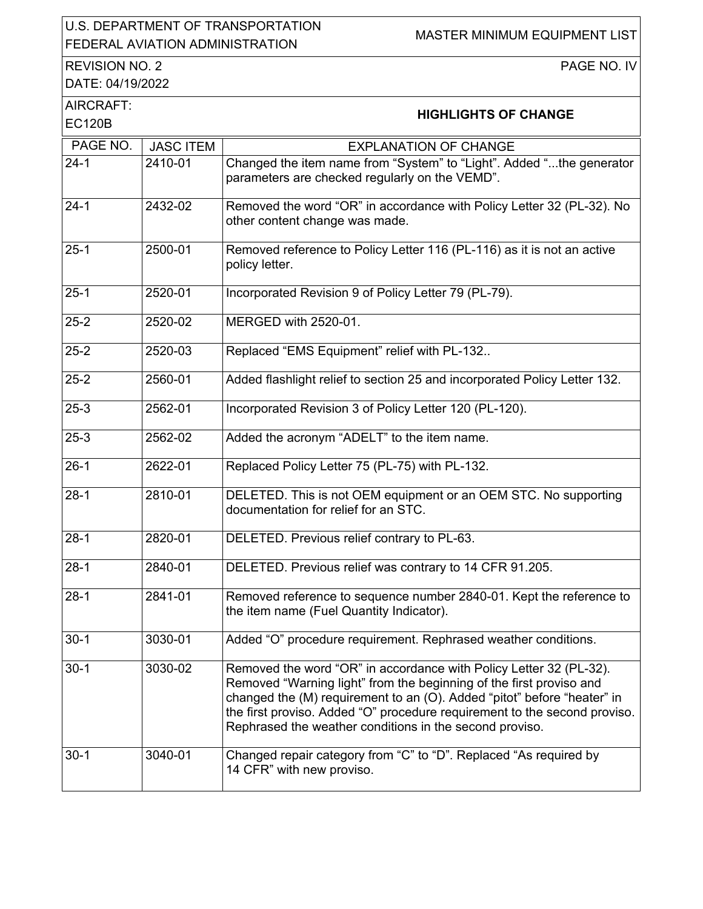| U.S. DEPARTMENT OF TRANSPORTATION FEDERAL AVIATION ADMINISTRATION | MASTER MINIMUM EQUIPMENT LIST |
|---|---|
| REVISION NO. 2<br>DATE: 04/19/2022 | PAGE NO. IV |
| AIRCRAFT:<br>EC120B | **HIGHLIGHTS OF CHANGE** |

| PAGE NO. | JASC ITEM | EXPLANATION OF CHANGE |
|---|---|---|
| 24-1 | 2410-01 | Changed the item name from “System” to “Light”. Added “...the generator parameters are checked regularly on the VEMD”. |
| 24-1 | 2432-02 | Removed the word “OR” in accordance with Policy Letter 32 (PL-32). No other content change was made. |
| 25-1 | 2500-01 | Removed reference to Policy Letter 116 (PL-116) as it is not an active policy letter. |
| 25-1 | 2520-01 | Incorporated Revision 9 of Policy Letter 79 (PL-79). |
| 25-2 | 2520-02 | MERGED with 2520-01. |
| 25-2 | 2520-03 | Replaced “EMS Equipment” relief with PL-132.. |
| 25-2 | 2560-01 | Added flashlight relief to section 25 and incorporated Policy Letter 132. |
| 25-3 | 2562-01 | Incorporated Revision 3 of Policy Letter 120 (PL-120). |
| 25-3 | 2562-02 | Added the acronym “ADELT” to the item name. |
| 26-1 | 2622-01 | Replaced Policy Letter 75 (PL-75) with PL-132. |
| 28-1 | 2810-01 | DELETED. This is not OEM equipment or an OEM STC. No supporting documentation for relief for an STC. |
| 28-1 | 2820-01 | DELETED. Previous relief contrary to PL-63. |
| 28-1 | 2840-01 | DELETED. Previous relief was contrary to 14 CFR 91.205. |
| 28-1 | 2841-01 | Removed reference to sequence number 2840-01. Kept the reference to the item name (Fuel Quantity Indicator). |
| 30-1 | 3030-01 | Added “O” procedure requirement. Rephrased weather conditions. |
| 30-1 | 3030-02 | Removed the word “OR” in accordance with Policy Letter 32 (PL-32). Removed “Warning light” from the beginning of the first proviso and changed the (M) requirement to an (O). Added “pitot” before “heater” in the first proviso. Added “O” procedure requirement to the second proviso. Rephrased the weather conditions in the second proviso. |
| 30-1 | 3040-01 | Changed repair category from “C” to “D”. Replaced “As required by 14 CFR” with new proviso. |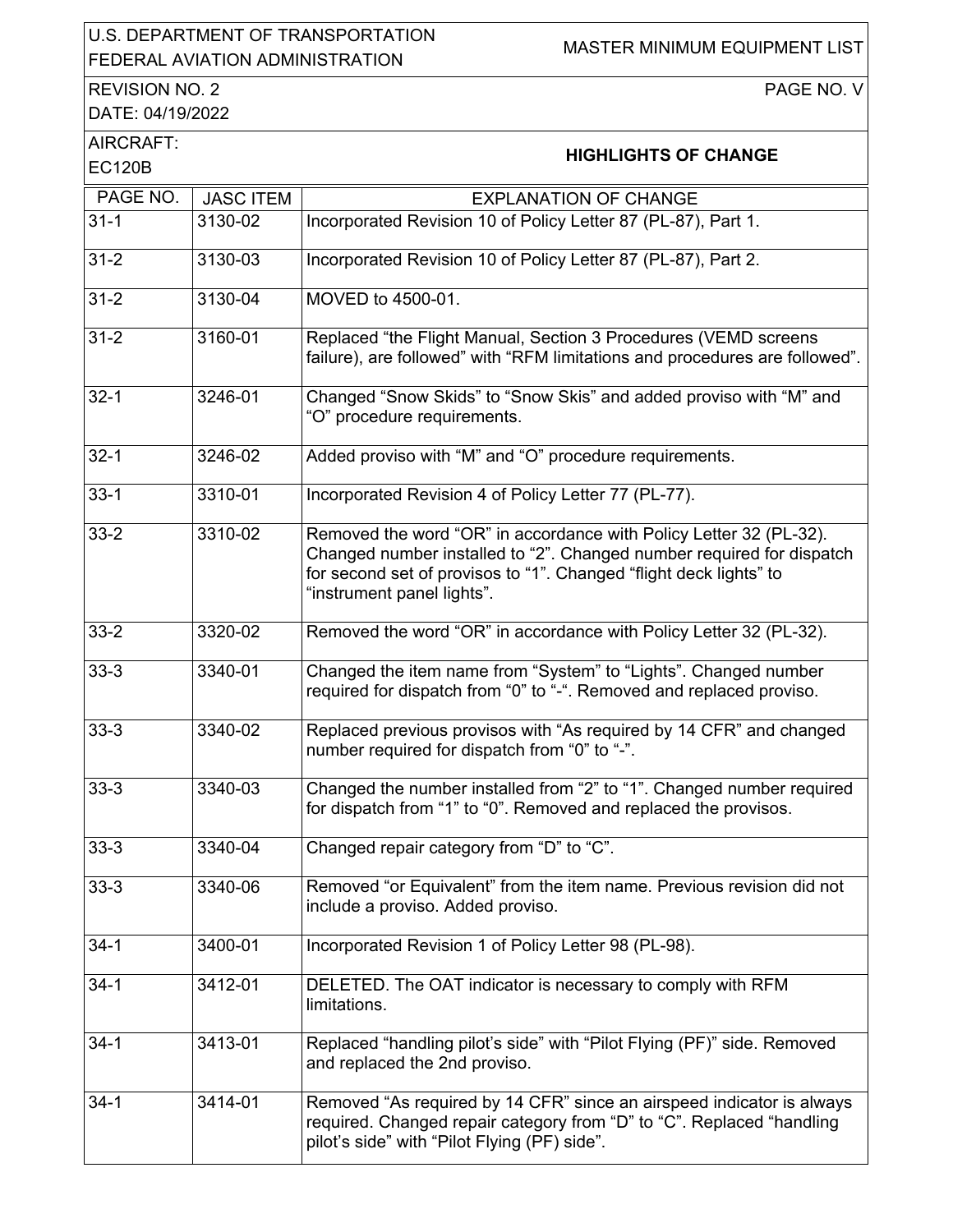# HIGHLIGHTS OF CHANGE

AIRCRAFT: EC120B

| PAGE NO. | JASC ITEM | EXPLANATION OF CHANGE |
|---|---|---|
| 31-1 | 3130-02 | Incorporated Revision 10 of Policy Letter 87 (PL-87), Part 1. |
| 31-2 | 3130-03 | Incorporated Revision 10 of Policy Letter 87 (PL-87), Part 2. |
| 31-2 | 3130-04 | MOVED to 4500-01. |
| 31-2 | 3160-01 | Replaced "the Flight Manual, Section 3 Procedures (VEMD screens failure), are followed" with "RFM limitations and procedures are followed". |
| 32-1 | 3246-01 | Changed "Snow Skids" to "Snow Skis" and added proviso with "M" and "O" procedure requirements. |
| 32-1 | 3246-02 | Added proviso with "M" and "O" procedure requirements. |
| 33-1 | 3310-01 | Incorporated Revision 4 of Policy Letter 77 (PL-77). |
| 33-2 | 3310-02 | Removed the word "OR" in accordance with Policy Letter 32 (PL-32). Changed number installed to "2". Changed number required for dispatch for second set of provisos to "1". Changed "flight deck lights" to "instrument panel lights". |
| 33-2 | 3320-02 | Removed the word "OR" in accordance with Policy Letter 32 (PL-32). |
| 33-3 | 3340-01 | Changed the item name from "System" to "Lights". Changed number required for dispatch from "0" to "-". Removed and replaced proviso. |
| 33-3 | 3340-02 | Replaced previous provisos with "As required by 14 CFR" and changed number required for dispatch from "0" to "-". |
| 33-3 | 3340-03 | Changed the number installed from "2" to "1". Changed number required for dispatch from "1" to "0". Removed and replaced the provisos. |
| 33-3 | 3340-04 | Changed repair category from "D" to "C". |
| 33-3 | 3340-06 | Removed "or Equivalent" from the item name. Previous revision did not include a proviso. Added proviso. |
| 34-1 | 3400-01 | Incorporated Revision 1 of Policy Letter 98 (PL-98). |
| 34-1 | 3412-01 | DELETED. The OAT indicator is necessary to comply with RFM limitations. |
| 34-1 | 3413-01 | Replaced "handling pilot's side" with "Pilot Flying (PF)" side. Removed and replaced the 2nd proviso. |
| 34-1 | 3414-01 | Removed "As required by 14 CFR" since an airspeed indicator is always required. Changed repair category from "D" to "C". Replaced "handling pilot's side" with "Pilot Flying (PF) side". |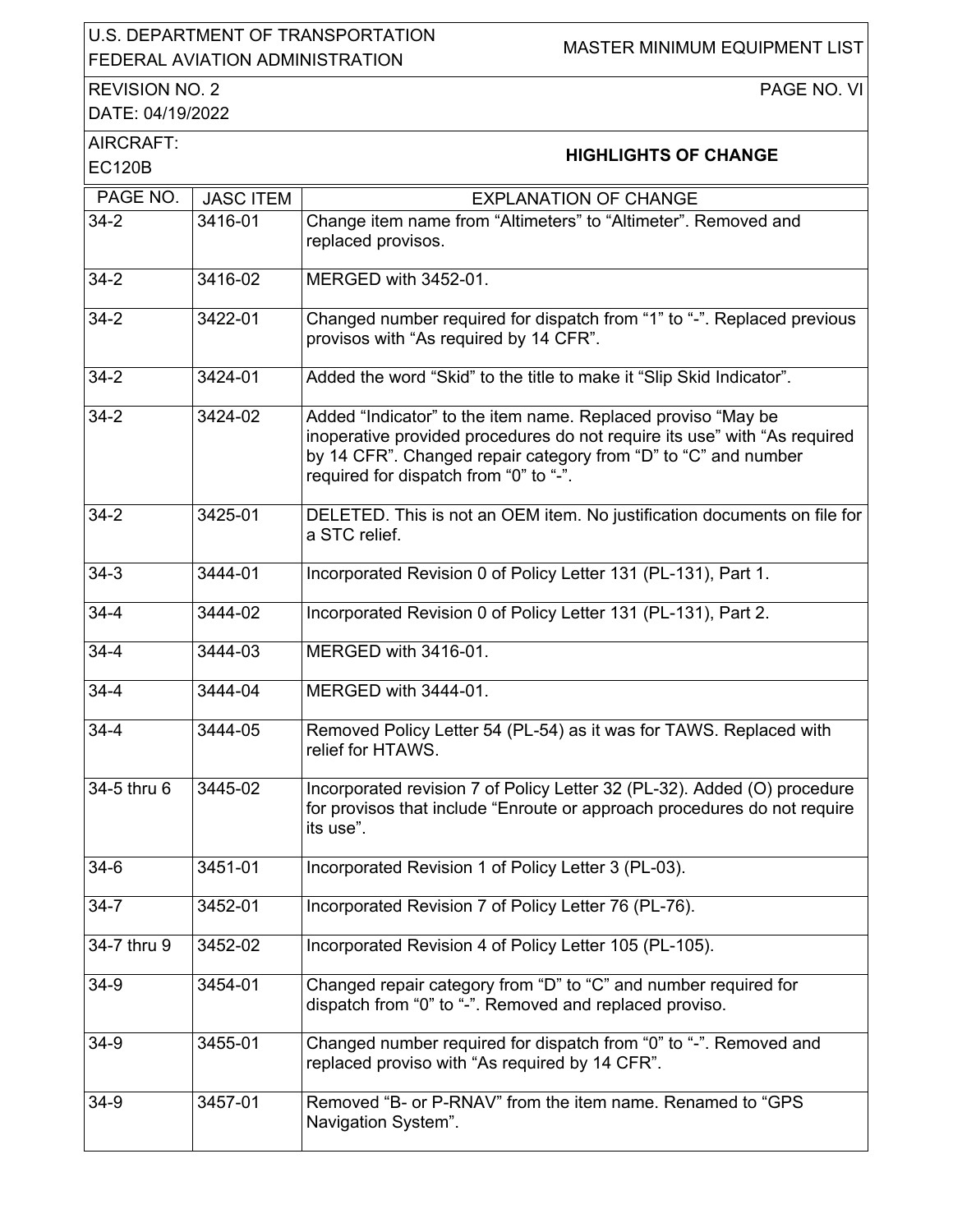U.S. DEPARTMENT OF TRANSPORTATION
FEDERAL AVIATION ADMINISTRATION

MASTER MINIMUM EQUIPMENT LIST

REVISION NO. 2
DATE: 04/19/2022

PAGE NO. VI

AIRCRAFT:
EC120B

## HIGHLIGHTS OF CHANGE

| PAGE NO. | JASC ITEM | EXPLANATION OF CHANGE |
|---|---|---|
| 34-2 | 3416-01 | Change item name from “Altimeters” to “Altimeter”. Removed and replaced provisos. |
| 34-2 | 3416-02 | MERGED with 3452-01. |
| 34-2 | 3422-01 | Changed number required for dispatch from “1” to “-”. Replaced previous provisos with “As required by 14 CFR”. |
| 34-2 | 3424-01 | Added the word “Skid” to the title to make it “Slip Skid Indicator”. |
| 34-2 | 3424-02 | Added “Indicator” to the item name. Replaced proviso “May be inoperative provided procedures do not require its use” with “As required by 14 CFR”. Changed repair category from “D” to “C” and number required for dispatch from “0” to “-”. |
| 34-2 | 3425-01 | DELETED. This is not an OEM item. No justification documents on file for a STC relief. |
| 34-3 | 3444-01 | Incorporated Revision 0 of Policy Letter 131 (PL-131), Part 1. |
| 34-4 | 3444-02 | Incorporated Revision 0 of Policy Letter 131 (PL-131), Part 2. |
| 34-4 | 3444-03 | MERGED with 3416-01. |
| 34-4 | 3444-04 | MERGED with 3444-01. |
| 34-4 | 3444-05 | Removed Policy Letter 54 (PL-54) as it was for TAWS. Replaced with relief for HTAWS. |
| 34-5 thru 6 | 3445-02 | Incorporated revision 7 of Policy Letter 32 (PL-32). Added (O) procedure for provisos that include “Enroute or approach procedures do not require its use”. |
| 34-6 | 3451-01 | Incorporated Revision 1 of Policy Letter 3 (PL-03). |
| 34-7 | 3452-01 | Incorporated Revision 7 of Policy Letter 76 (PL-76). |
| 34-7 thru 9 | 3452-02 | Incorporated Revision 4 of Policy Letter 105 (PL-105). |
| 34-9 | 3454-01 | Changed repair category from “D” to “C” and number required for dispatch from “0” to “-”. Removed and replaced proviso. |
| 34-9 | 3455-01 | Changed number required for dispatch from “0” to “-”. Removed and replaced proviso with “As required by 14 CFR”. |
| 34-9 | 3457-01 | Removed “B- or P-RNAV” from the item name. Renamed to “GPS Navigation System”. |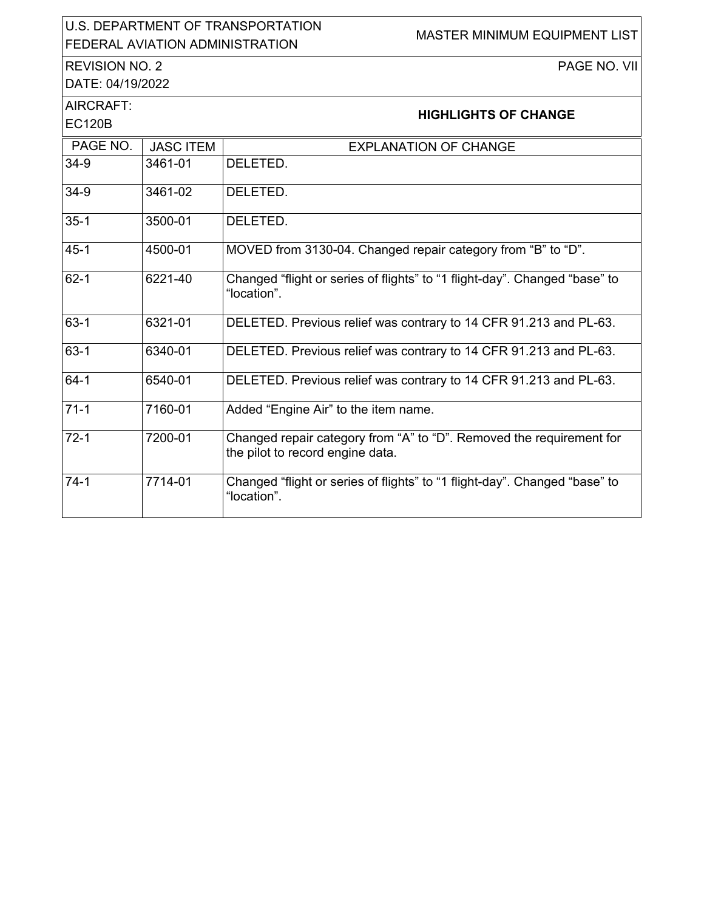U.S. DEPARTMENT OF TRANSPORTATION
FEDERAL AVIATION ADMINISTRATION

MASTER MINIMUM EQUIPMENT LIST

REVISION NO. 2
DATE: 04/19/2022

AIRCRAFT:
EC120B

## HIGHLIGHTS OF CHANGE

| PAGE NO. | JASC ITEM | EXPLANATION OF CHANGE |
|---|---|---|
| 34-9 | 3461-01 | DELETED. |
| 34-9 | 3461-02 | DELETED. |
| 35-1 | 3500-01 | DELETED. |
| 45-1 | 4500-01 | MOVED from 3130-04. Changed repair category from “B” to “D”. |
| 62-1 | 6221-40 | Changed “flight or series of flights” to “1 flight-day”. Changed “base” to “location”. |
| 63-1 | 6321-01 | DELETED. Previous relief was contrary to 14 CFR 91.213 and PL-63. |
| 63-1 | 6340-01 | DELETED. Previous relief was contrary to 14 CFR 91.213 and PL-63. |
| 64-1 | 6540-01 | DELETED. Previous relief was contrary to 14 CFR 91.213 and PL-63. |
| 71-1 | 7160-01 | Added “Engine Air” to the item name. |
| 72-1 | 7200-01 | Changed repair category from “A” to “D”. Removed the requirement for the pilot to record engine data. |
| 74-1 | 7714-01 | Changed “flight or series of flights” to “1 flight-day”. Changed “base” to “location”. |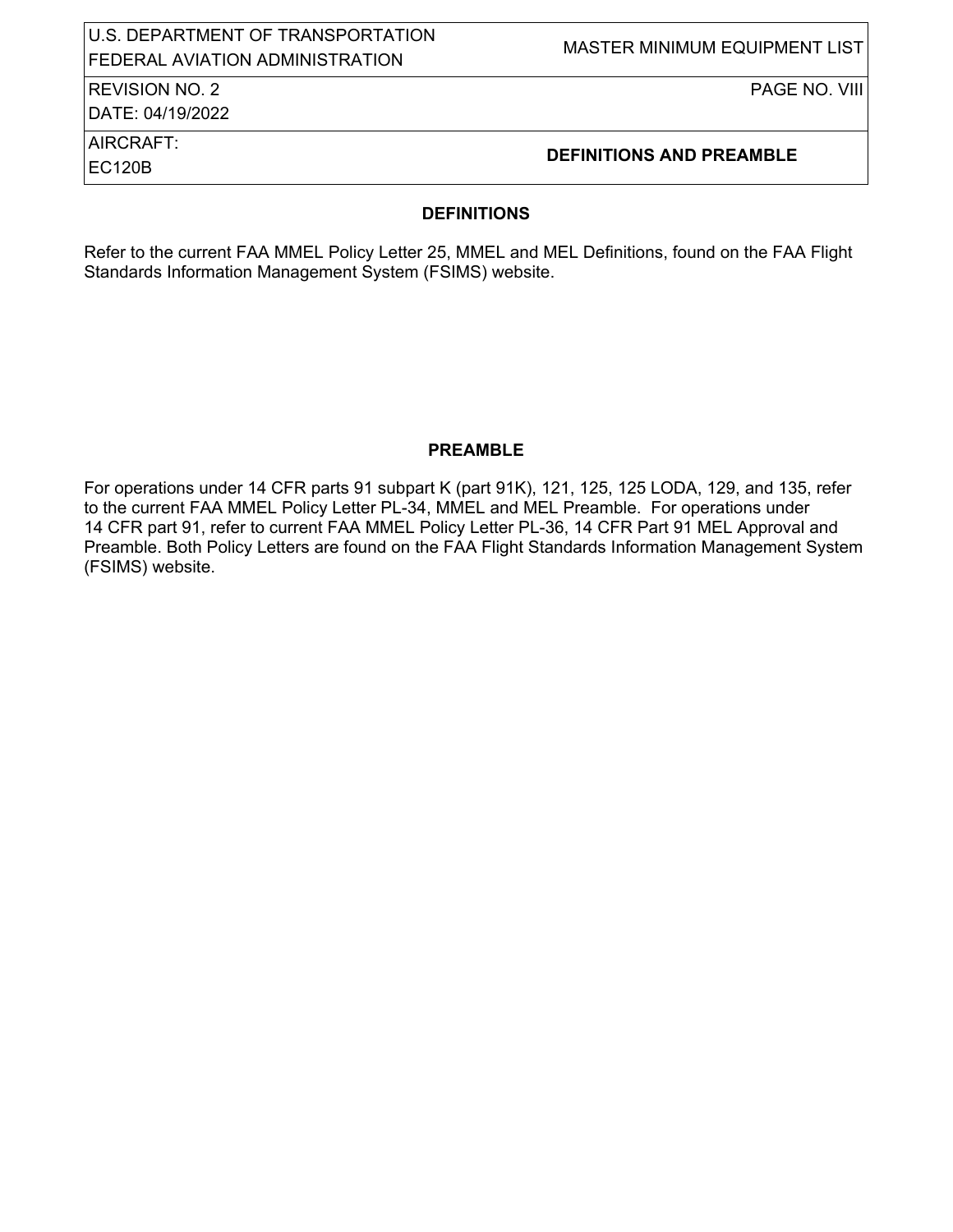## DEFINITIONS

Refer to the current FAA MMEL Policy Letter 25, MMEL and MEL Definitions, found on the FAA Flight Standards Information Management System (FSIMS) website.

## PREAMBLE

For operations under 14 CFR parts 91 subpart K (part 91K), 121, 125, 125 LODA, 129, and 135, refer to the current FAA MMEL Policy Letter PL-34, MMEL and MEL Preamble. For operations under 14 CFR part 91, refer to current FAA MMEL Policy Letter PL-36, 14 CFR Part 91 MEL Approval and Preamble. Both Policy Letters are found on the FAA Flight Standards Information Management System (FSIMS) website.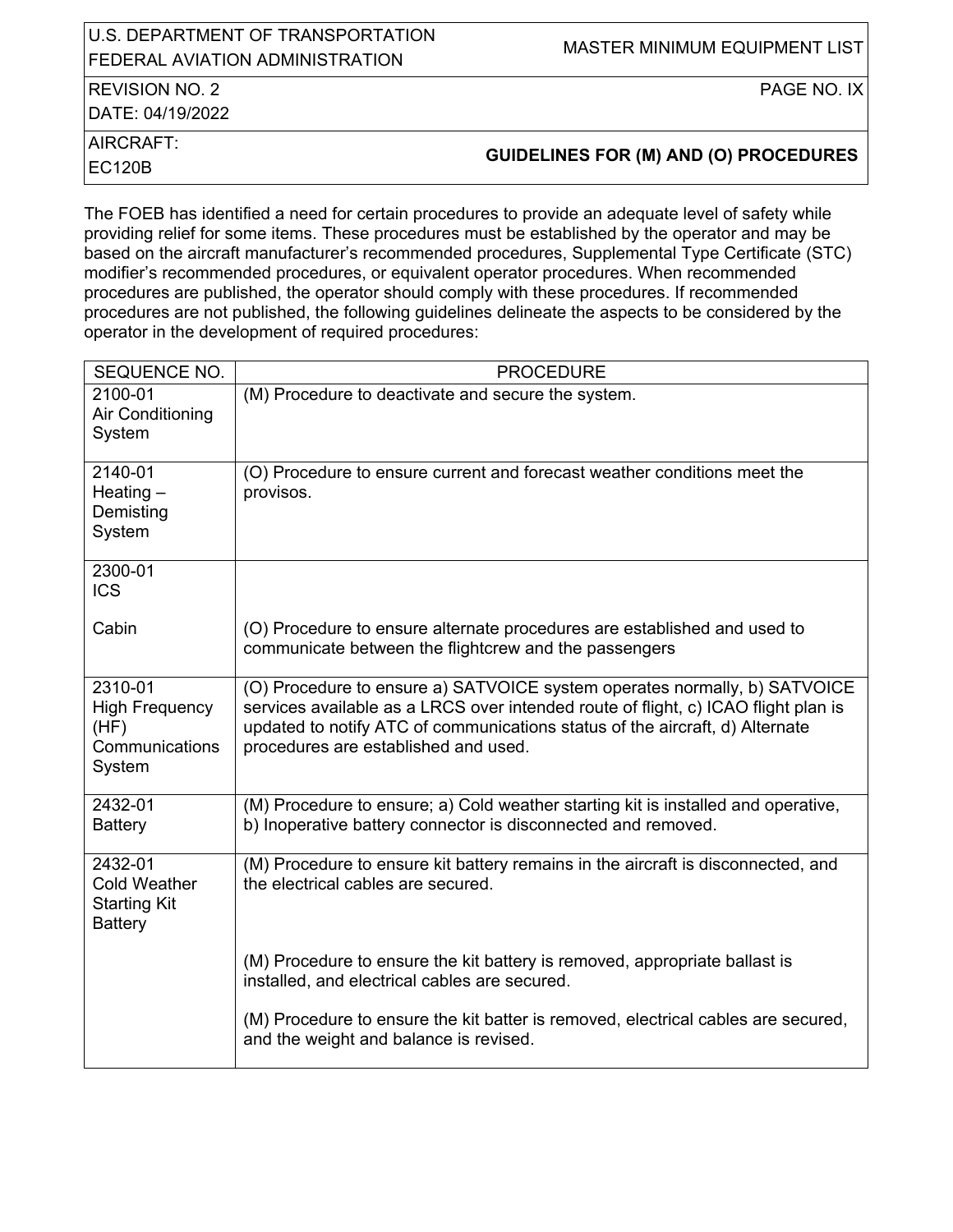## GUIDELINES FOR (M) AND (O) PROCEDURES

The FOEB has identified a need for certain procedures to provide an adequate level of safety while providing relief for some items. These procedures must be established by the operator and may be based on the aircraft manufacturer's recommended procedures, Supplemental Type Certificate (STC) modifier's recommended procedures, or equivalent operator procedures. When recommended procedures are published, the operator should comply with these procedures. If recommended procedures are not published, the following guidelines delineate the aspects to be considered by the operator in the development of required procedures:

| SEQUENCE NO. | PROCEDURE |
|---|---|
| 2100-01 Air Conditioning System | (M) Procedure to deactivate and secure the system. |
| 2140-01 Heating – Demisting System | (O) Procedure to ensure current and forecast weather conditions meet the provisos. |
| 2300-01 ICS | |
| Cabin | (O) Procedure to ensure alternate procedures are established and used to communicate between the flightcrew and the passengers |
| 2310-01 High Frequency (HF) Communications System | (O) Procedure to ensure a) SATVOICE system operates normally, b) SATVOICE services available as a LRCS over intended route of flight, c) ICAO flight plan is updated to notify ATC of communications status of the aircraft, d) Alternate procedures are established and used. |
| 2432-01 Battery | (M) Procedure to ensure; a) Cold weather starting kit is installed and operative, b) Inoperative battery connector is disconnected and removed. |
| 2432-01 Cold Weather Starting Kit Battery | (M) Procedure to ensure kit battery remains in the aircraft is disconnected, and the electrical cables are secured. |
| | (M) Procedure to ensure the kit battery is removed, appropriate ballast is installed, and electrical cables are secured. |
| | (M) Procedure to ensure the kit batter is removed, electrical cables are secured, and the weight and balance is revised. |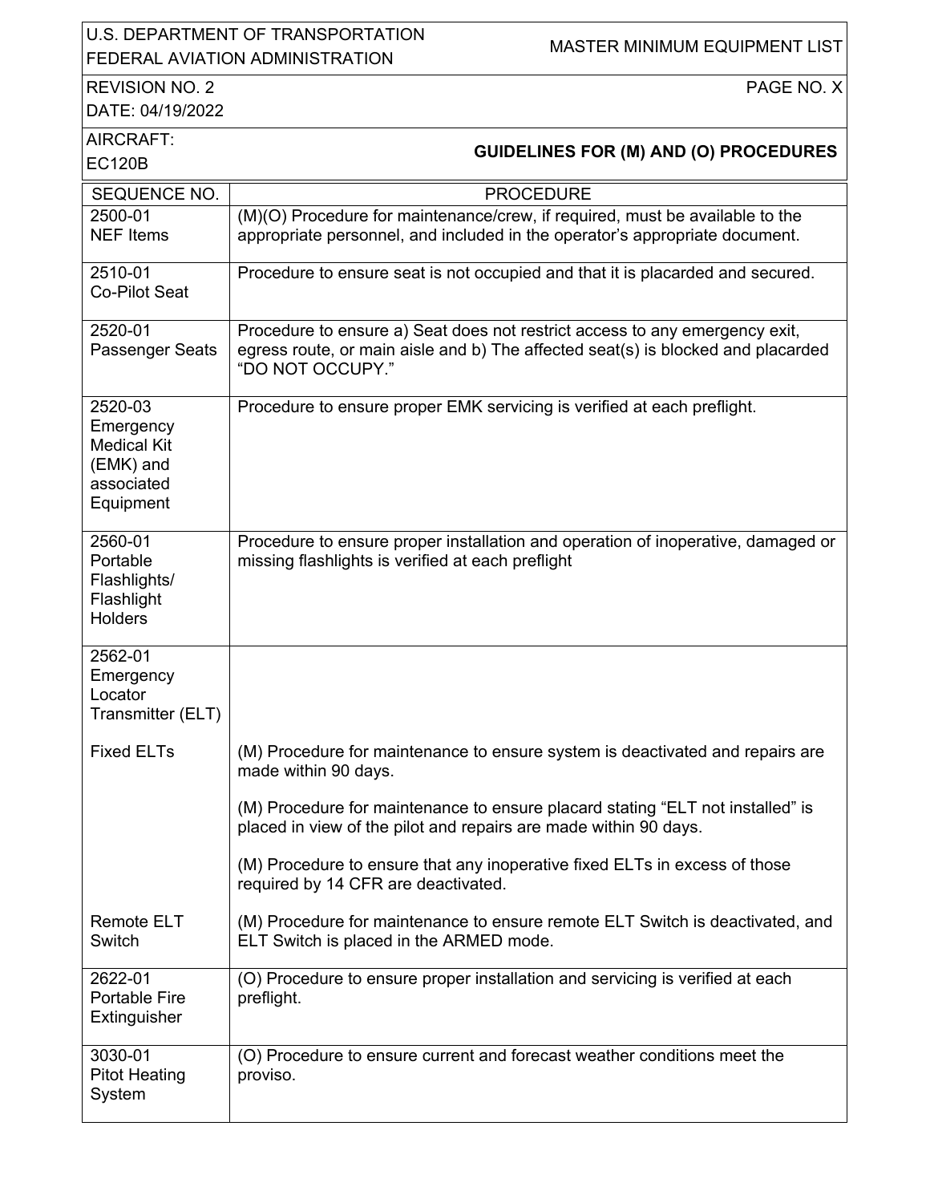# GUIDELINES FOR (M) AND (O) PROCEDURES

| SEQUENCE NO. | PROCEDURE |
|---|---|
| 2500-01 NEF Items | (M)(O) Procedure for maintenance/crew, if required, must be available to the appropriate personnel, and included in the operator's appropriate document. |
| 2510-01 Co-Pilot Seat | Procedure to ensure seat is not occupied and that it is placarded and secured. |
| 2520-01 Passenger Seats | Procedure to ensure a) Seat does not restrict access to any emergency exit, egress route, or main aisle and b) The affected seat(s) is blocked and placarded "DO NOT OCCUPY." |
| 2520-03 Emergency Medical Kit (EMK) and associated Equipment | Procedure to ensure proper EMK servicing is verified at each preflight. |
| 2560-01 Portable Flashlights/ Flashlight Holders | Procedure to ensure proper installation and operation of inoperative, damaged or missing flashlights is verified at each preflight |
| 2562-01 Emergency Locator Transmitter (ELT) | |
| Fixed ELTs | (M) Procedure for maintenance to ensure system is deactivated and repairs are made within 90 days.<br><br>(M) Procedure for maintenance to ensure placard stating "ELT not installed" is placed in view of the pilot and repairs are made within 90 days.<br><br>(M) Procedure to ensure that any inoperative fixed ELTs in excess of those required by 14 CFR are deactivated. |
| Remote ELT Switch | (M) Procedure for maintenance to ensure remote ELT Switch is deactivated, and ELT Switch is placed in the ARMED mode. |
| 2622-01 Portable Fire Extinguisher | (O) Procedure to ensure proper installation and servicing is verified at each preflight. |
| 3030-01 Pitot Heating System | (O) Procedure to ensure current and forecast weather conditions meet the proviso. |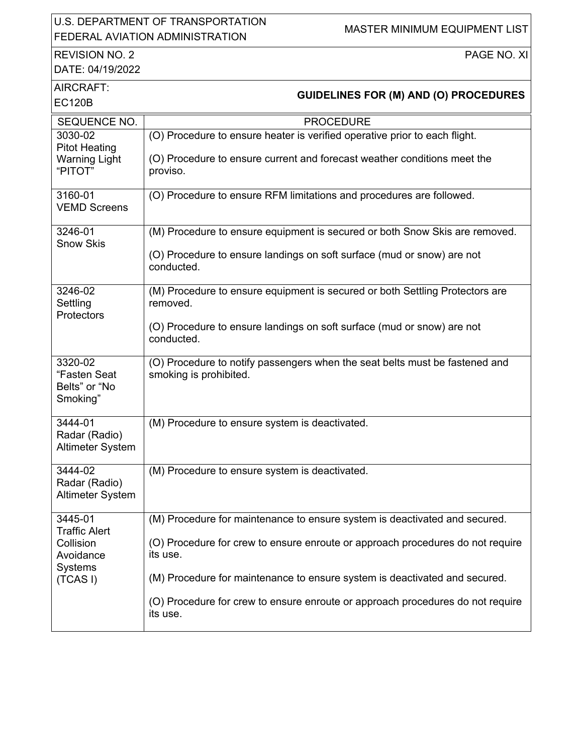## GUIDELINES FOR (M) AND (O) PROCEDURES

| SEQUENCE NO. | PROCEDURE |
|---|---|
| 3030-02 Pitot Heating Warning Light "PITOT" | (O) Procedure to ensure heater is verified operative prior to each flight.<br><br>(O) Procedure to ensure current and forecast weather conditions meet the proviso. |
| 3160-01 VEMD Screens | (O) Procedure to ensure RFM limitations and procedures are followed. |
| 3246-01 Snow Skis | (M) Procedure to ensure equipment is secured or both Snow Skis are removed.<br><br>(O) Procedure to ensure landings on soft surface (mud or snow) are not conducted. |
| 3246-02 Settling Protectors | (M) Procedure to ensure equipment is secured or both Settling Protectors are removed.<br><br>(O) Procedure to ensure landings on soft surface (mud or snow) are not conducted. |
| 3320-02 "Fasten Seat Belts" or "No Smoking" | (O) Procedure to notify passengers when the seat belts must be fastened and smoking is prohibited. |
| 3444-01 Radar (Radio) Altimeter System | (M) Procedure to ensure system is deactivated. |
| 3444-02 Radar (Radio) Altimeter System | (M) Procedure to ensure system is deactivated. |
| 3445-01 Traffic Alert Collision Avoidance Systems (TCAS I) | (M) Procedure for maintenance to ensure system is deactivated and secured.<br><br>(O) Procedure for crew to ensure enroute or approach procedures do not require its use.<br><br>(M) Procedure for maintenance to ensure system is deactivated and secured.<br><br>(O) Procedure for crew to ensure enroute or approach procedures do not require its use. |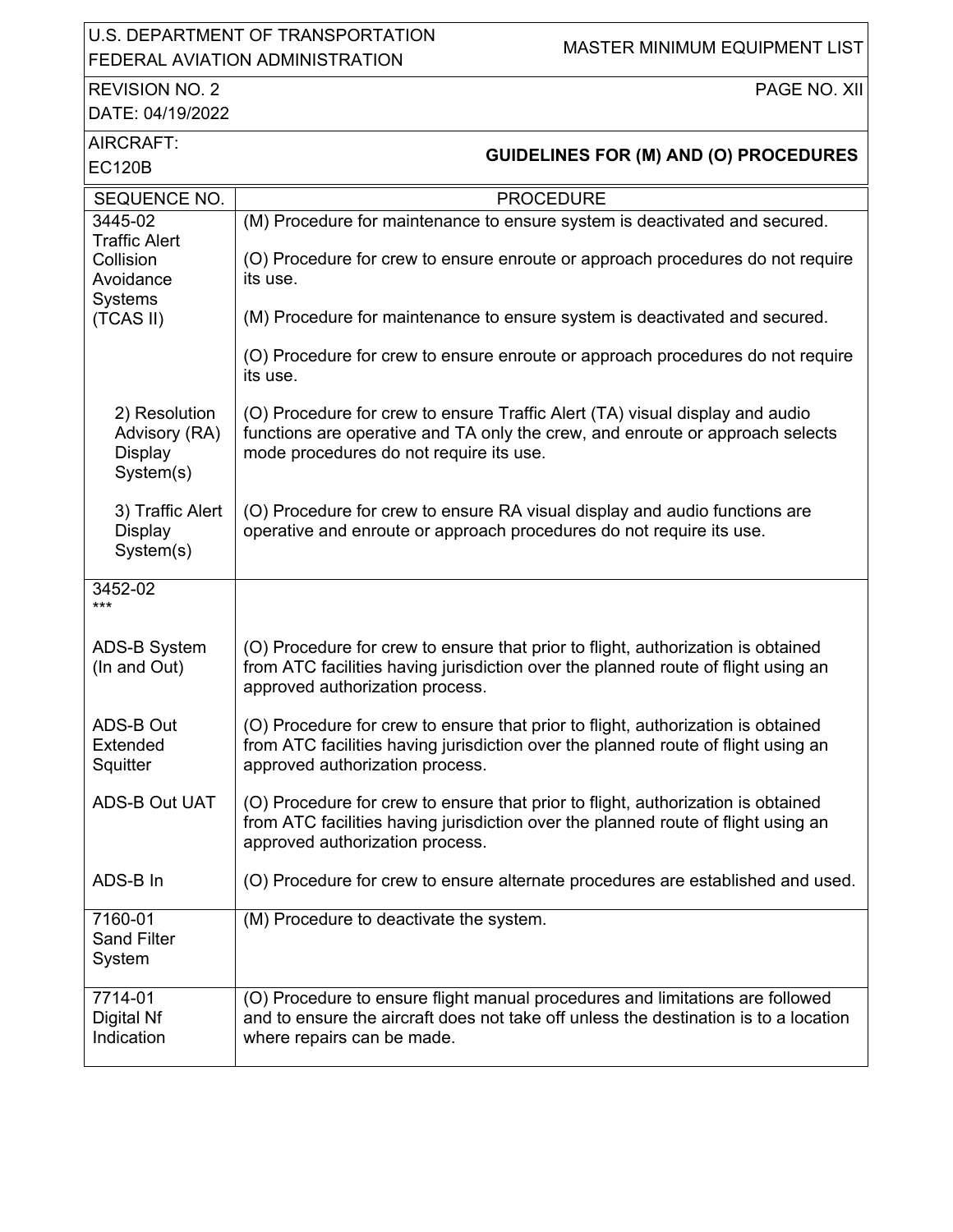U.S. DEPARTMENT OF TRANSPORTATION
FEDERAL AVIATION ADMINISTRATION

MASTER MINIMUM EQUIPMENT LIST

REVISION NO. 2
DATE: 04/19/2022

PAGE NO. XII

AIRCRAFT:
EC120B

**GUIDELINES FOR (M) AND (O) PROCEDURES**

| SEQUENCE NO. | PROCEDURE |
|---|---|
| 3445-02<br>Traffic Alert Collision Avoidance Systems (TCAS II) | (M) Procedure for maintenance to ensure system is deactivated and secured.<br><br>(O) Procedure for crew to ensure enroute or approach procedures do not require its use.<br><br>(M) Procedure for maintenance to ensure system is deactivated and secured.<br><br>(O) Procedure for crew to ensure enroute or approach procedures do not require its use. |
| 2) Resolution Advisory (RA) Display System(s) | (O) Procedure for crew to ensure Traffic Alert (TA) visual display and audio functions are operative and TA only the crew, and enroute or approach selects mode procedures do not require its use. |
| 3) Traffic Alert Display System(s) | (O) Procedure for crew to ensure RA visual display and audio functions are operative and enroute or approach procedures do not require its use. |
| 3452-02<br>*** | |
| ADS-B System (In and Out) | (O) Procedure for crew to ensure that prior to flight, authorization is obtained from ATC facilities having jurisdiction over the planned route of flight using an approved authorization process. |
| ADS-B Out Extended Squitter | (O) Procedure for crew to ensure that prior to flight, authorization is obtained from ATC facilities having jurisdiction over the planned route of flight using an approved authorization process. |
| ADS-B Out UAT | (O) Procedure for crew to ensure that prior to flight, authorization is obtained from ATC facilities having jurisdiction over the planned route of flight using an approved authorization process. |
| ADS-B In | (O) Procedure for crew to ensure alternate procedures are established and used. |
| 7160-01<br>Sand Filter System | (M) Procedure to deactivate the system. |
| 7714-01<br>Digital Nf Indication | (O) Procedure to ensure flight manual procedures and limitations are followed and to ensure the aircraft does not take off unless the destination is to a location where repairs can be made. |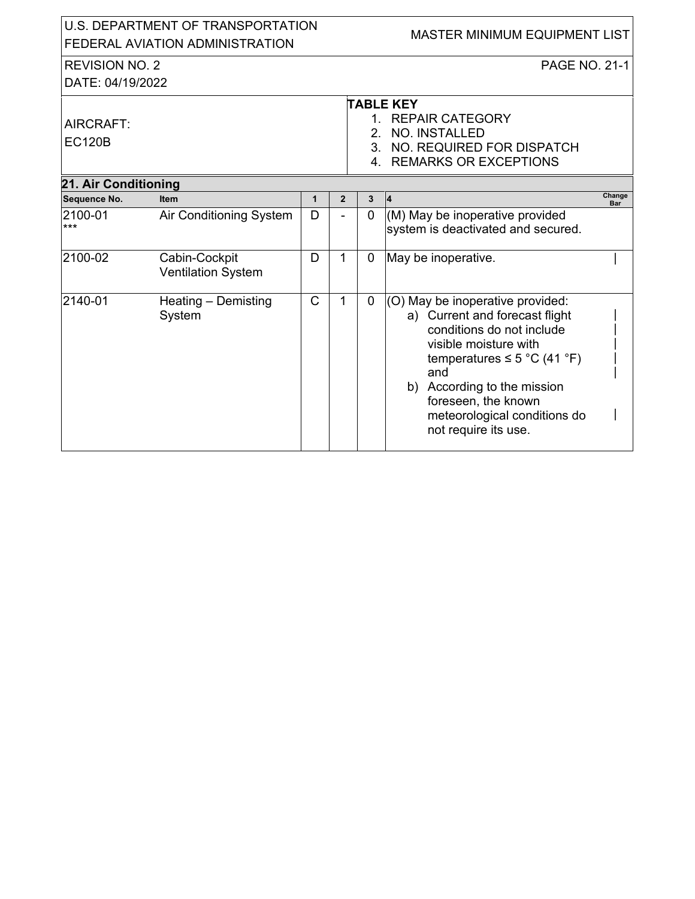U.S. DEPARTMENT OF TRANSPORTATION
FEDERAL AVIATION ADMINISTRATION

MASTER MINIMUM EQUIPMENT LIST

REVISION NO. 2
DATE: 04/19/2022

AIRCRAFT:
EC120B

**TABLE KEY**
1. REPAIR CATEGORY
2. NO. INSTALLED
3. NO. REQUIRED FOR DISPATCH
4. REMARKS OR EXCEPTIONS

## 21. Air Conditioning

| Sequence No. | Item | 1 | 2 | 3 | 4 | Change Bar |
|---|---|---|---|---|---|---|
| 2100-01 *** | Air Conditioning System | D | - | 0 | (M) May be inoperative provided system is deactivated and secured. | |
| 2100-02 | Cabin-Cockpit Ventilation System | D | 1 | 0 | May be inoperative. | \| |
| 2140-01 | Heating – Demisting System | C | 1 | 0 | (O) May be inoperative provided:<br>a) Current and forecast flight conditions do not include visible moisture with temperatures ≤ 5 °C (41 °F) and<br>b) According to the mission foreseen, the known meteorological conditions do not require its use. | \| |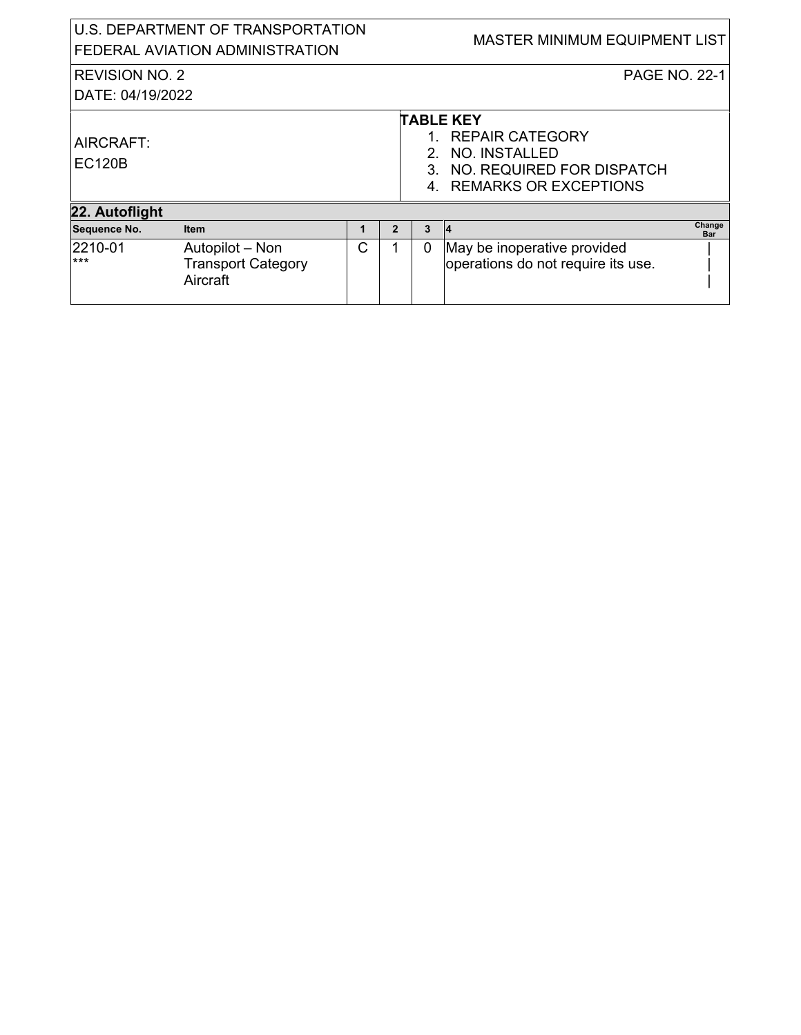AIRCRAFT:
EC120B

**TABLE KEY**

1. REPAIR CATEGORY
2. NO. INSTALLED
3. NO. REQUIRED FOR DISPATCH
4. REMARKS OR EXCEPTIONS

## 22. Autoflight

| Sequence No. | Item | 1 | 2 | 3 | 4 | Change Bar |
|---|---|---|---|---|---|---|
| 2210-01 *** | Autopilot – Non Transport Category Aircraft | C | 1 | 0 | May be inoperative provided operations do not require its use. | \| |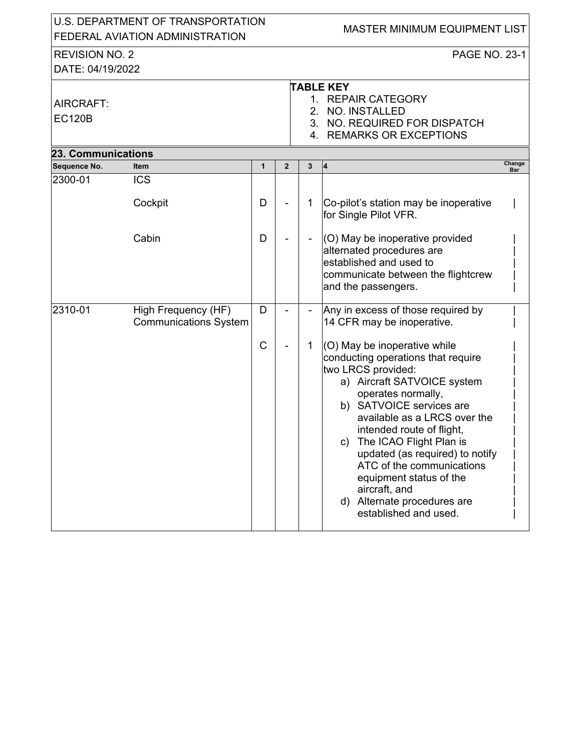**U.S. DEPARTMENT OF TRANSPORTATION**
**FEDERAL AVIATION ADMINISTRATION**

**MASTER MINIMUM EQUIPMENT LIST**

REVISION NO. 2
DATE: 04/19/2022

AIRCRAFT:
EC120B

**TABLE KEY**
1. REPAIR CATEGORY
2. NO. INSTALLED
3. NO. REQUIRED FOR DISPATCH
4. REMARKS OR EXCEPTIONS

## 23. Communications

| Sequence No. | Item | 1 | 2 | 3 | 4 | Change Bar |
|---|---|---|---|---|---|---|
| 2300-01 | ICS | | | | | |
| | Cockpit | D | - | 1 | Co-pilot's station may be inoperative for Single Pilot VFR. | \| |
| | Cabin | D | - | - | (O) May be inoperative provided alternated procedures are established and used to communicate between the flightcrew and the passengers. | \| |
| 2310-01 | High Frequency (HF) Communications System | D | - | - | Any in excess of those required by 14 CFR may be inoperative. | \| |
| | | C | - | 1 | (O) May be inoperative while conducting operations that require two LRCS provided:<br>a) Aircraft SATVOICE system operates normally,<br>b) SATVOICE services are available as a LRCS over the intended route of flight,<br>c) The ICAO Flight Plan is updated (as required) to notify ATC of the communications equipment status of the aircraft, and<br>d) Alternate procedures are established and used. | \| |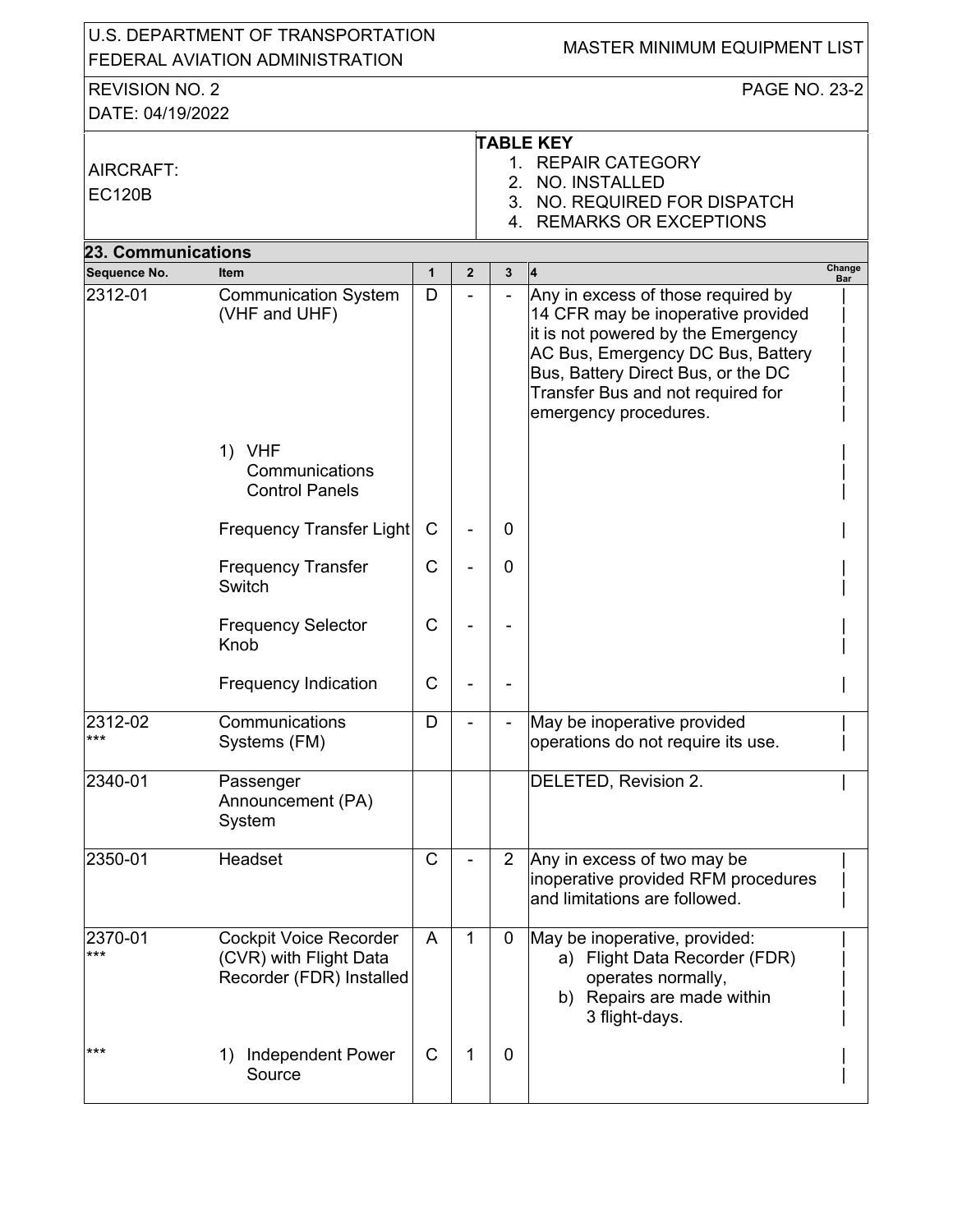U.S. DEPARTMENT OF TRANSPORTATION
FEDERAL AVIATION ADMINISTRATION

MASTER MINIMUM EQUIPMENT LIST

REVISION NO. 2
DATE: 04/19/2022

AIRCRAFT:
EC120B

**TABLE KEY**
1. REPAIR CATEGORY
2. NO. INSTALLED
3. NO. REQUIRED FOR DISPATCH
4. REMARKS OR EXCEPTIONS

## 23. Communications

| Sequence No. | Item | 1 | 2 | 3 | 4 | Change Bar |
|---|---|---|---|---|---|---|
| 2312-01 | Communication System (VHF and UHF) | D | - | - | Any in excess of those required by 14 CFR may be inoperative provided it is not powered by the Emergency AC Bus, Emergency DC Bus, Battery Bus, Battery Direct Bus, or the DC Transfer Bus and not required for emergency procedures. | \| |
| | 1) VHF Communications Control Panels | | | | | \| |
| | Frequency Transfer Light | C | - | 0 | | \| |
| | Frequency Transfer Switch | C | - | 0 | | \| |
| | Frequency Selector Knob | C | - | - | | \| |
| | Frequency Indication | C | - | - | | \| |
| 2312-02 *** | Communications Systems (FM) | D | - | - | May be inoperative provided operations do not require its use. | \| |
| 2340-01 | Passenger Announcement (PA) System | | | | DELETED, Revision 2. | \| |
| 2350-01 | Headset | C | - | 2 | Any in excess of two may be inoperative provided RFM procedures and limitations are followed. | \| |
| 2370-01 *** | Cockpit Voice Recorder (CVR) with Flight Data Recorder (FDR) Installed | A | 1 | 0 | May be inoperative, provided: a) Flight Data Recorder (FDR) operates normally, b) Repairs are made within 3 flight-days. | \| |
| *** | 1) Independent Power Source | C | 1 | 0 | | \| |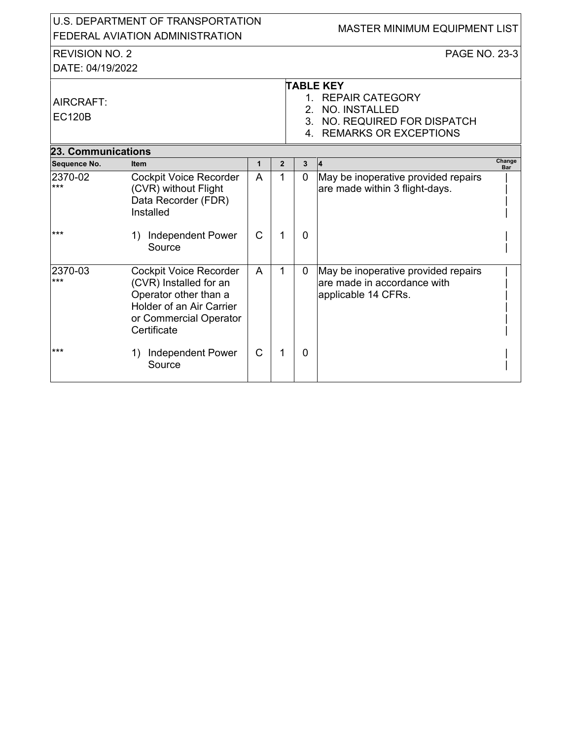U.S. DEPARTMENT OF TRANSPORTATION
FEDERAL AVIATION ADMINISTRATION

MASTER MINIMUM EQUIPMENT LIST

REVISION NO. 2
DATE: 04/19/2022

AIRCRAFT:
EC120B

**TABLE KEY**
1. REPAIR CATEGORY
2. NO. INSTALLED
3. NO. REQUIRED FOR DISPATCH
4. REMARKS OR EXCEPTIONS

## 23. Communications

| Sequence No. | Item | 1 | 2 | 3 | 4 | Change Bar |
|---|---|---|---|---|---|---|
| 2370-02 *** | Cockpit Voice Recorder (CVR) without Flight Data Recorder (FDR) Installed | A | 1 | 0 | May be inoperative provided repairs are made within 3 flight-days. | \| |
| *** | 1) Independent Power Source | C | 1 | 0 | | \| |
| 2370-03 *** | Cockpit Voice Recorder (CVR) Installed for an Operator other than a Holder of an Air Carrier or Commercial Operator Certificate | A | 1 | 0 | May be inoperative provided repairs are made in accordance with applicable 14 CFRs. | \| |
| *** | 1) Independent Power Source | C | 1 | 0 | | \| |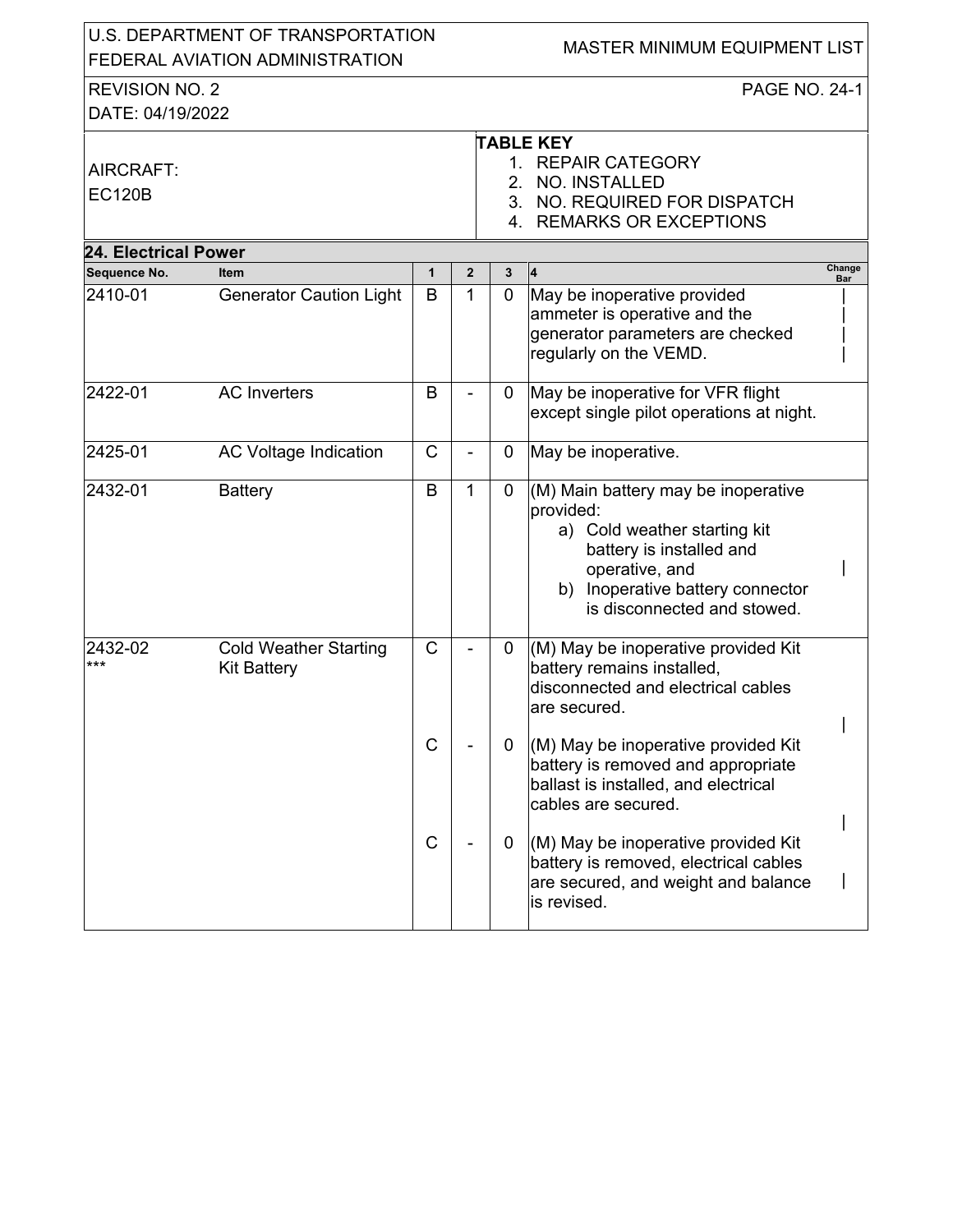U.S. DEPARTMENT OF TRANSPORTATION
FEDERAL AVIATION ADMINISTRATION

MASTER MINIMUM EQUIPMENT LIST

REVISION NO. 2
DATE: 04/19/2022

AIRCRAFT:
EC120B

**TABLE KEY**
1. REPAIR CATEGORY
2. NO. INSTALLED
3. NO. REQUIRED FOR DISPATCH
4. REMARKS OR EXCEPTIONS

## 24. Electrical Power

| Sequence No. | Item | 1 | 2 | 3 | 4 | Change Bar |
|---|---|---|---|---|---|---|
| 2410-01 | Generator Caution Light | B | 1 | 0 | May be inoperative provided ammeter is operative and the generator parameters are checked regularly on the VEMD. | \| |
| 2422-01 | AC Inverters | B | - | 0 | May be inoperative for VFR flight except single pilot operations at night. | |
| 2425-01 | AC Voltage Indication | C | - | 0 | May be inoperative. | |
| 2432-01 | Battery | B | 1 | 0 | (M) Main battery may be inoperative provided:<br>a) Cold weather starting kit battery is installed and operative, and<br>b) Inoperative battery connector is disconnected and stowed. | \| |
| 2432-02 *** | Cold Weather Starting Kit Battery | C | - | 0 | (M) May be inoperative provided Kit battery remains installed, disconnected and electrical cables are secured. | \| |
| | | C | - | 0 | (M) May be inoperative provided Kit battery is removed and appropriate ballast is installed, and electrical cables are secured. | \| |
| | | C | - | 0 | (M) May be inoperative provided Kit battery is removed, electrical cables are secured, and weight and balance is revised. | \| |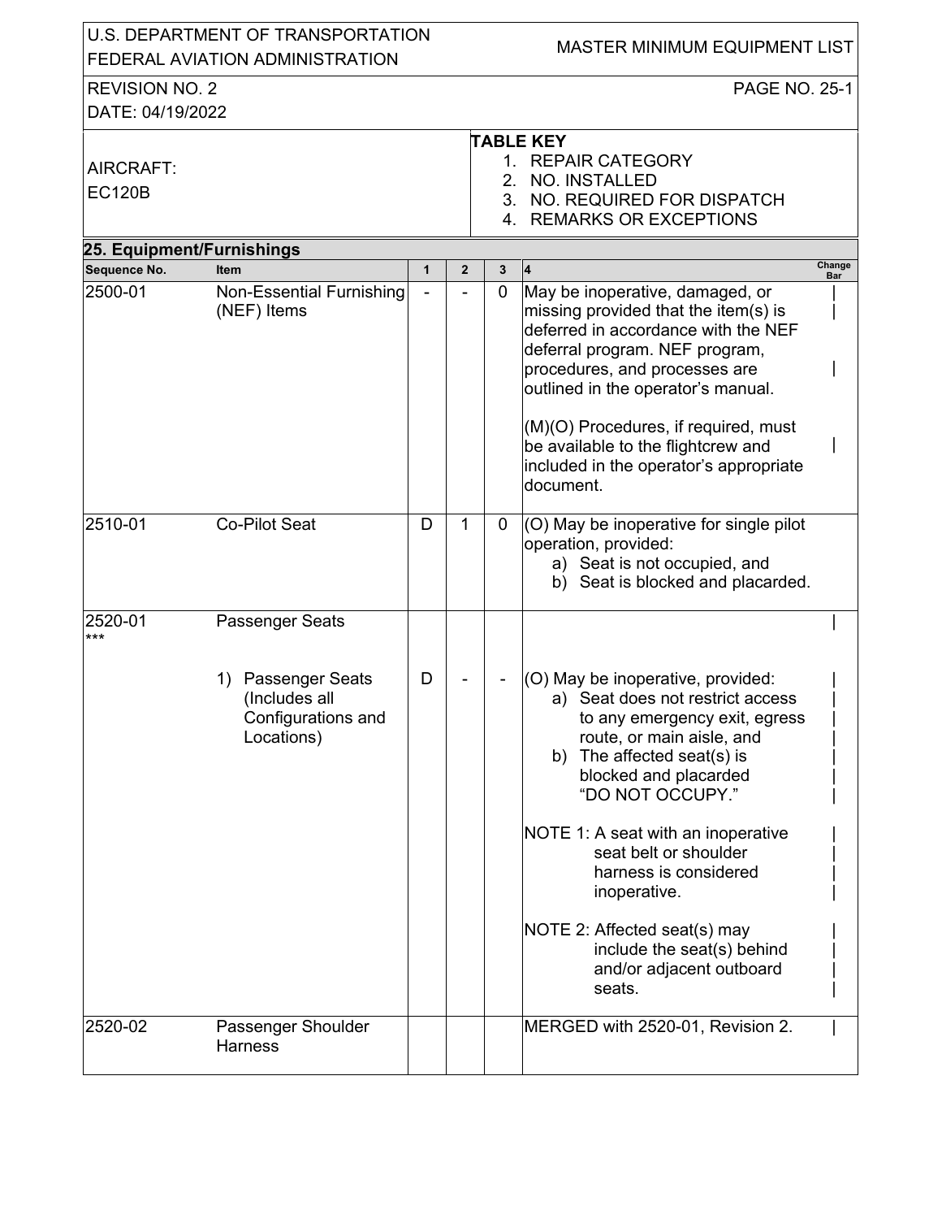| AIRCRAFT: EC120B | TABLE KEY<br>1. REPAIR CATEGORY<br>2. NO. INSTALLED<br>3. NO. REQUIRED FOR DISPATCH<br>4. REMARKS OR EXCEPTIONS |
|---|---|

## 25. Equipment/Furnishings

| Sequence No. | Item | 1 | 2 | 3 | 4 | Change Bar |
|---|---|---|---|---|---|---|
| 2500-01 | Non-Essential Furnishing (NEF) Items | - | - | 0 | May be inoperative, damaged, or missing provided that the item(s) is deferred in accordance with the NEF deferral program. NEF program, procedures, and processes are outlined in the operator's manual.<br><br>(M)(O) Procedures, if required, must be available to the flightcrew and included in the operator's appropriate document. | \| |
| 2510-01 | Co-Pilot Seat | D | 1 | 0 | (O) May be inoperative for single pilot operation, provided:<br>a) Seat is not occupied, and<br>b) Seat is blocked and placarded. | |
| 2520-01<br>*** | Passenger Seats | | | | | \| |
| | 1) Passenger Seats (Includes all Configurations and Locations) | D | - | - | (O) May be inoperative, provided:<br>a) Seat does not restrict access to any emergency exit, egress route, or main aisle, and<br>b) The affected seat(s) is blocked and placarded "DO NOT OCCUPY."<br><br>NOTE 1: A seat with an inoperative seat belt or shoulder harness is considered inoperative.<br><br>NOTE 2: Affected seat(s) may include the seat(s) behind and/or adjacent outboard seats. | \| |
| 2520-02 | Passenger Shoulder Harness | | | | MERGED with 2520-01, Revision 2. | \| |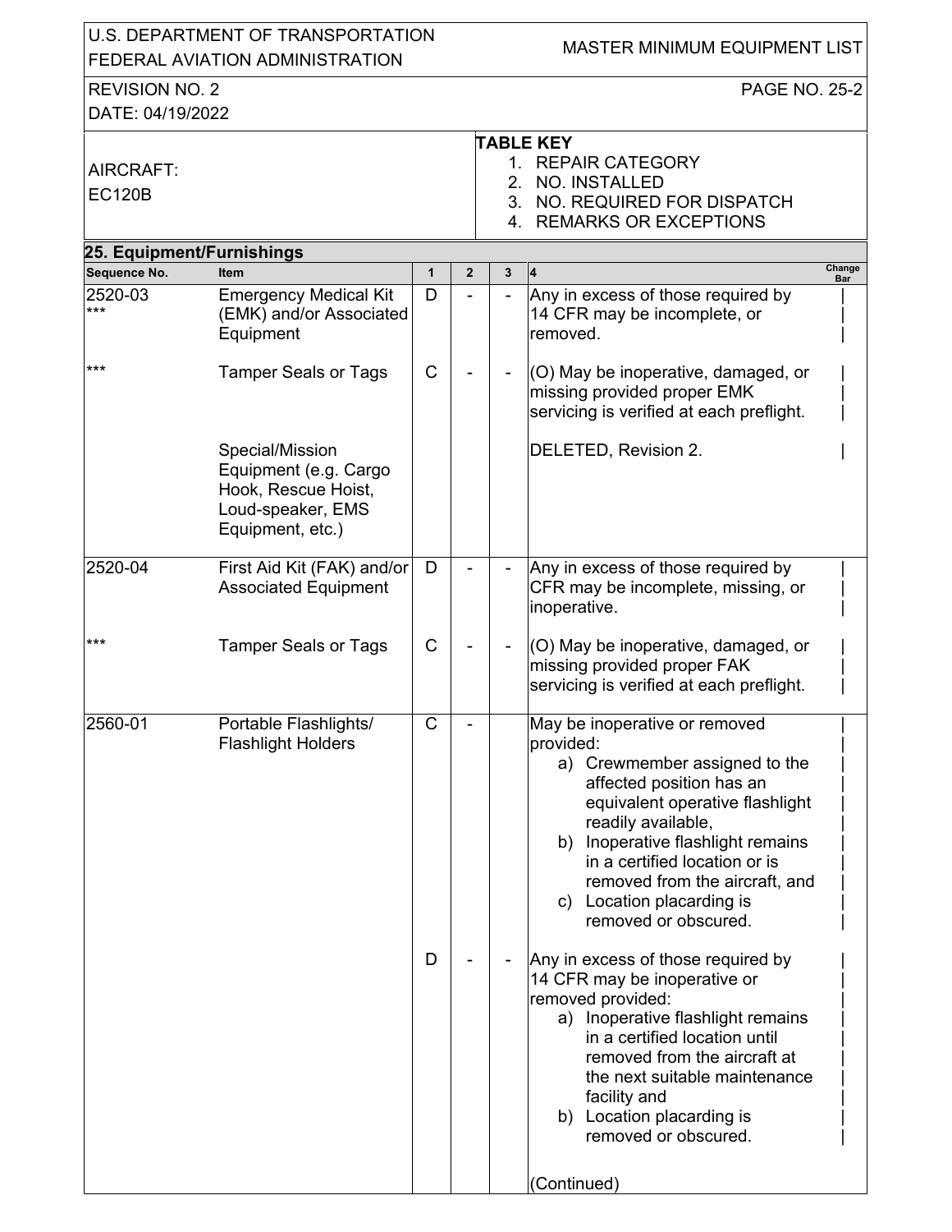AIRCRAFT: EC120B

**TABLE KEY**
1. REPAIR CATEGORY
2. NO. INSTALLED
3. NO. REQUIRED FOR DISPATCH
4. REMARKS OR EXCEPTIONS

## 25. Equipment/Furnishings

| Sequence No. | Item | 1 | 2 | 3 | 4 | Change Bar |
|---|---|---|---|---|---|---|
| 2520-03 *** | Emergency Medical Kit (EMK) and/or Associated Equipment | D | - | - | Any in excess of those required by 14 CFR may be incomplete, or removed. | \| |
| *** | Tamper Seals or Tags | C | - | - | (O) May be inoperative, damaged, or missing provided proper EMK servicing is verified at each preflight. | \| |
| | Special/Mission Equipment (e.g. Cargo Hook, Rescue Hoist, Loud-speaker, EMS Equipment, etc.) | | | | DELETED, Revision 2. | \| |
| 2520-04 | First Aid Kit (FAK) and/or Associated Equipment | D | - | - | Any in excess of those required by CFR may be incomplete, missing, or inoperative. | \| |
| *** | Tamper Seals or Tags | C | - | - | (O) May be inoperative, damaged, or missing provided proper FAK servicing is verified at each preflight. | \| |
| 2560-01 | Portable Flashlights/ Flashlight Holders | C | - | | May be inoperative or removed provided:<br>a) Crewmember assigned to the affected position has an equivalent operative flashlight readily available,<br>b) Inoperative flashlight remains in a certified location or is removed from the aircraft, and<br>c) Location placarding is removed or obscured. | \| |
| | | D | - | - | Any in excess of those required by 14 CFR may be inoperative or removed provided:<br>a) Inoperative flashlight remains in a certified location until removed from the aircraft at the next suitable maintenance facility and<br>b) Location placarding is removed or obscured.<br><br>(Continued) | \| |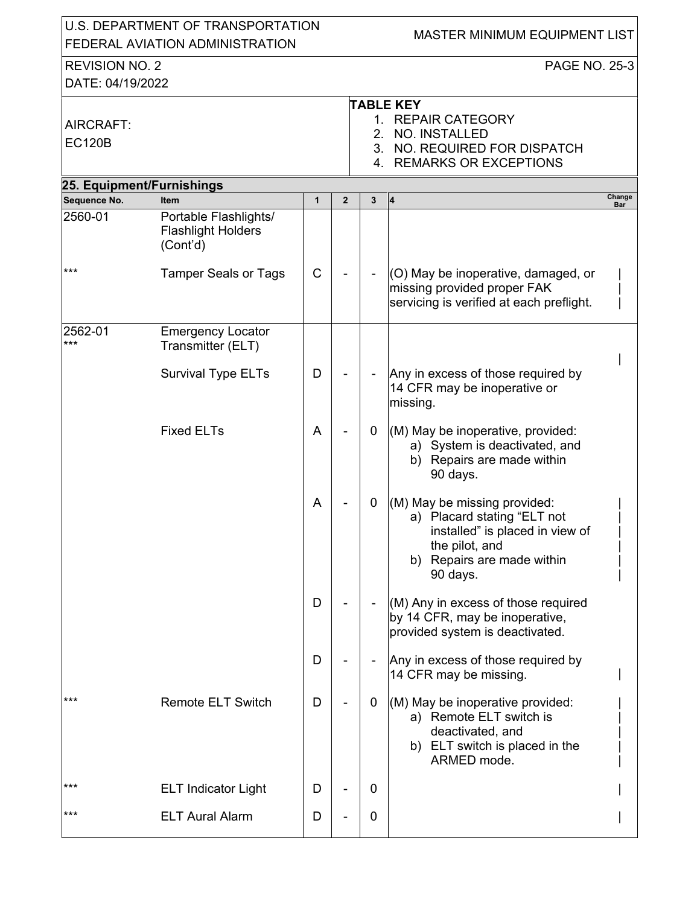U.S. DEPARTMENT OF TRANSPORTATION
FEDERAL AVIATION ADMINISTRATION

MASTER MINIMUM EQUIPMENT LIST

REVISION NO. 2
DATE: 04/19/2022

AIRCRAFT:
EC120B

**TABLE KEY**
1. REPAIR CATEGORY
2. NO. INSTALLED
3. NO. REQUIRED FOR DISPATCH
4. REMARKS OR EXCEPTIONS

## 25. Equipment/Furnishings

| Sequence No. | Item | 1 | 2 | 3 | 4 | Change Bar |
|---|---|---|---|---|---|---|
| 2560-01 | Portable Flashlights/ Flashlight Holders (Cont'd) | | | | | |
| *** | Tamper Seals or Tags | C | - | - | (O) May be inoperative, damaged, or missing provided proper FAK servicing is verified at each preflight. | \| |
| 2560-01 *** | Emergency Locator Transmitter (ELT) | | | | | \| |
| | Survival Type ELTs | D | - | - | Any in excess of those required by 14 CFR may be inoperative or missing. | |
| | Fixed ELTs | A | - | 0 | (M) May be inoperative, provided: a) System is deactivated, and b) Repairs are made within 90 days. | |
| | | A | - | 0 | (M) May be missing provided: a) Placard stating "ELT not installed" is placed in view of the pilot, and b) Repairs are made within 90 days. | \| |
| | | D | - | - | (M) Any in excess of those required by 14 CFR, may be inoperative, provided system is deactivated. | |
| | | D | - | - | Any in excess of those required by 14 CFR may be missing. | \| |
| *** | Remote ELT Switch | D | - | 0 | (M) May be inoperative provided: a) Remote ELT switch is deactivated, and b) ELT switch is placed in the ARMED mode. | \| |
| *** | ELT Indicator Light | D | - | 0 | | \| |
| *** | ELT Aural Alarm | D | - | 0 | | \| |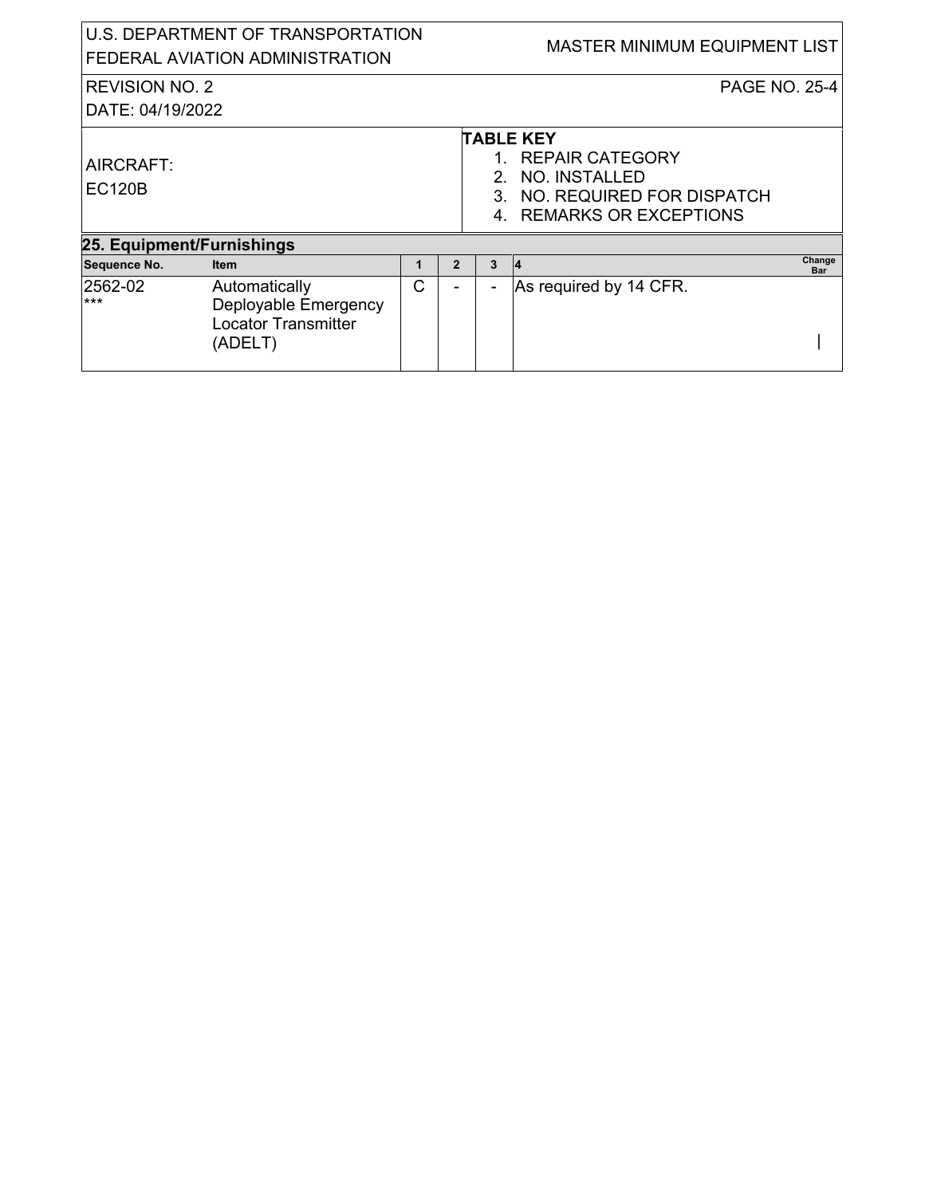U.S. DEPARTMENT OF TRANSPORTATION
FEDERAL AVIATION ADMINISTRATION

MASTER MINIMUM EQUIPMENT LIST

REVISION NO. 2
DATE: 04/19/2022

AIRCRAFT:
EC120B

**TABLE KEY**
1. REPAIR CATEGORY
2. NO. INSTALLED
3. NO. REQUIRED FOR DISPATCH
4. REMARKS OR EXCEPTIONS

## 25. Equipment/Furnishings

| Sequence No. | Item | 1 | 2 | 3 | 4 | Change Bar |
|---|---|---|---|---|---|---|
| 2562-02 *** | Automatically Deployable Emergency Locator Transmitter (ADELT) | C | - | - | As required by 14 CFR. | \| |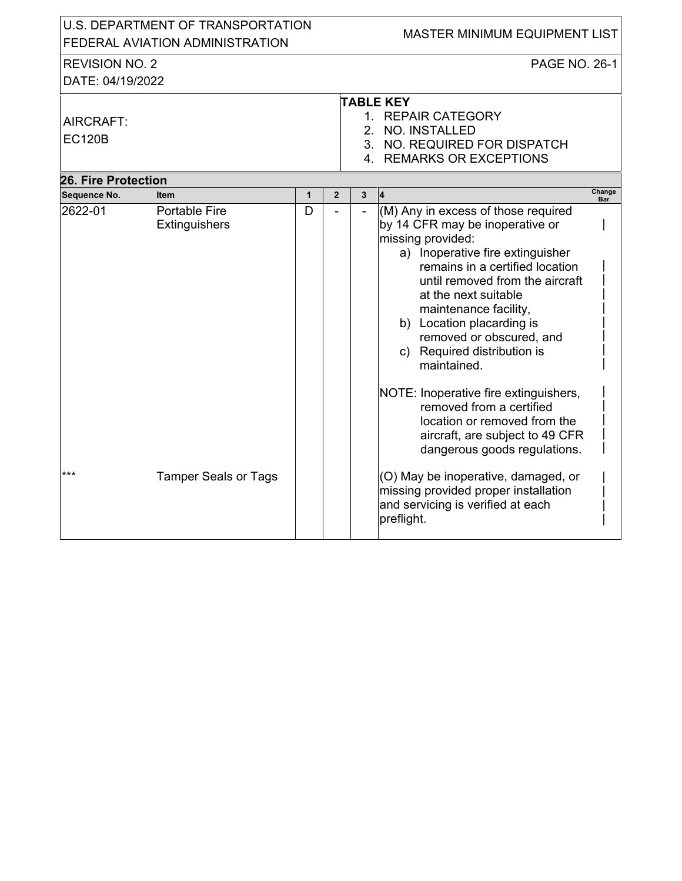U.S. DEPARTMENT OF TRANSPORTATION
FEDERAL AVIATION ADMINISTRATION

MASTER MINIMUM EQUIPMENT LIST

REVISION NO. 2
DATE: 04/19/2022

PAGE NO. 26-1

AIRCRAFT:
EC120B

**TABLE KEY**
1. REPAIR CATEGORY
2. NO. INSTALLED
3. NO. REQUIRED FOR DISPATCH
4. REMARKS OR EXCEPTIONS

## 26. Fire Protection

| Sequence No. | Item | 1 | 2 | 3 | 4 | Change Bar |
|---|---|---|---|---|---|---|
| 2622-01 | Portable Fire Extinguishers | D | - | - | (M) Any in excess of those required by 14 CFR may be inoperative or missing provided:<br>a) Inoperative fire extinguisher remains in a certified location until removed from the aircraft at the next suitable maintenance facility,<br>b) Location placarding is removed or obscured, and<br>c) Required distribution is maintained.<br><br>NOTE: Inoperative fire extinguishers, removed from a certified location or removed from the aircraft, are subject to 49 CFR dangerous goods regulations. | \| |
| *** | Tamper Seals or Tags | | | | (O) May be inoperative, damaged, or missing provided proper installation and servicing is verified at each preflight. | \| |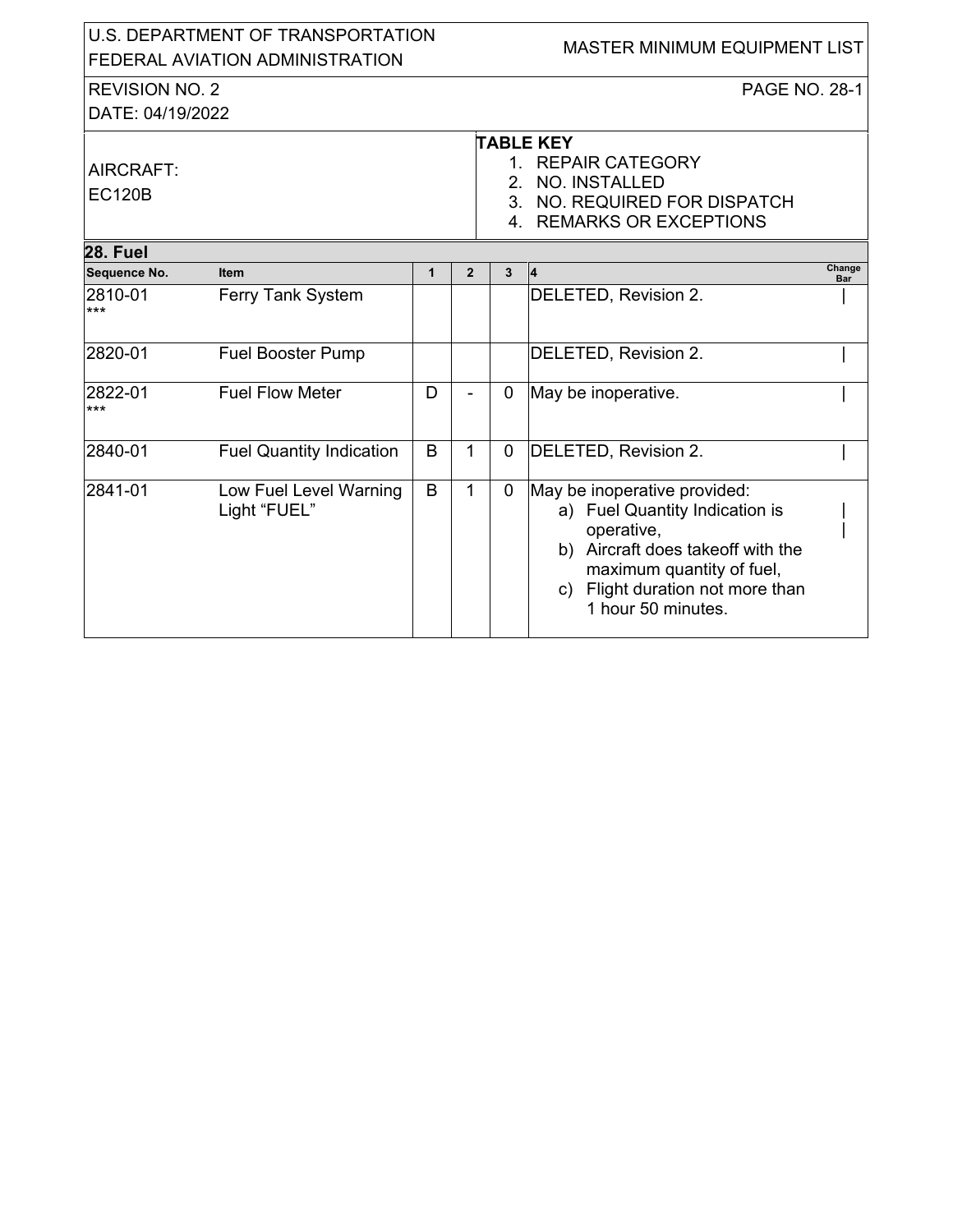U.S. DEPARTMENT OF TRANSPORTATION
FEDERAL AVIATION ADMINISTRATION

MASTER MINIMUM EQUIPMENT LIST

REVISION NO. 2
DATE: 04/19/2022

AIRCRAFT:
EC120B

**TABLE KEY**
1. REPAIR CATEGORY
2. NO. INSTALLED
3. NO. REQUIRED FOR DISPATCH
4. REMARKS OR EXCEPTIONS

## 28. Fuel

| Sequence No. | Item | 1 | 2 | 3 | 4 | Change Bar |
|---|---|---|---|---|---|---|
| 2810-01 *** | Ferry Tank System | | | | DELETED, Revision 2. | \| |
| 2820-01 | Fuel Booster Pump | | | | DELETED, Revision 2. | \| |
| 2822-01 *** | Fuel Flow Meter | D | - | 0 | May be inoperative. | \| |
| 2840-01 | Fuel Quantity Indication | B | 1 | 0 | DELETED, Revision 2. | \| |
| 2841-01 | Low Fuel Level Warning Light "FUEL" | B | 1 | 0 | May be inoperative provided:<br>a) Fuel Quantity Indication is operative,<br>b) Aircraft does takeoff with the maximum quantity of fuel,<br>c) Flight duration not more than 1 hour 50 minutes. | \| |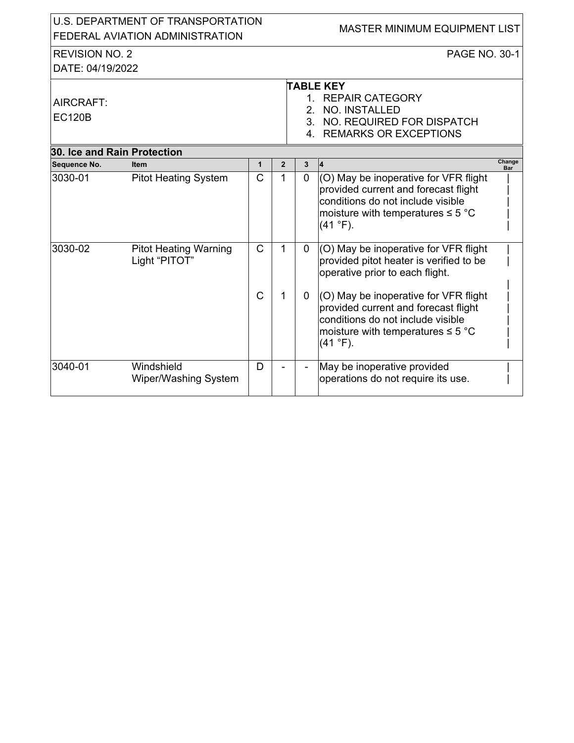U.S. DEPARTMENT OF TRANSPORTATION
FEDERAL AVIATION ADMINISTRATION

MASTER MINIMUM EQUIPMENT LIST

REVISION NO. 2
DATE: 04/19/2022

AIRCRAFT:
EC120B

**TABLE KEY**
1. REPAIR CATEGORY
2. NO. INSTALLED
3. NO. REQUIRED FOR DISPATCH
4. REMARKS OR EXCEPTIONS

## 30. Ice and Rain Protection

| Sequence No. | Item | 1 | 2 | 3 | 4 | Change Bar |
|---|---|---|---|---|---|---|
| 3030-01 | Pitot Heating System | C | 1 | 0 | (O) May be inoperative for VFR flight provided current and forecast flight conditions do not include visible moisture with temperatures ≤ 5 °C (41 °F). | \| |
| 3030-02 | Pitot Heating Warning Light “PITOT” | C | 1 | 0 | (O) May be inoperative for VFR flight provided pitot heater is verified to be operative prior to each flight. | \| |
| | | C | 1 | 0 | (O) May be inoperative for VFR flight provided current and forecast flight conditions do not include visible moisture with temperatures ≤ 5 °C (41 °F). | \| |
| 3040-01 | Windshield Wiper/Washing System | D | - | - | May be inoperative provided operations do not require its use. | \| |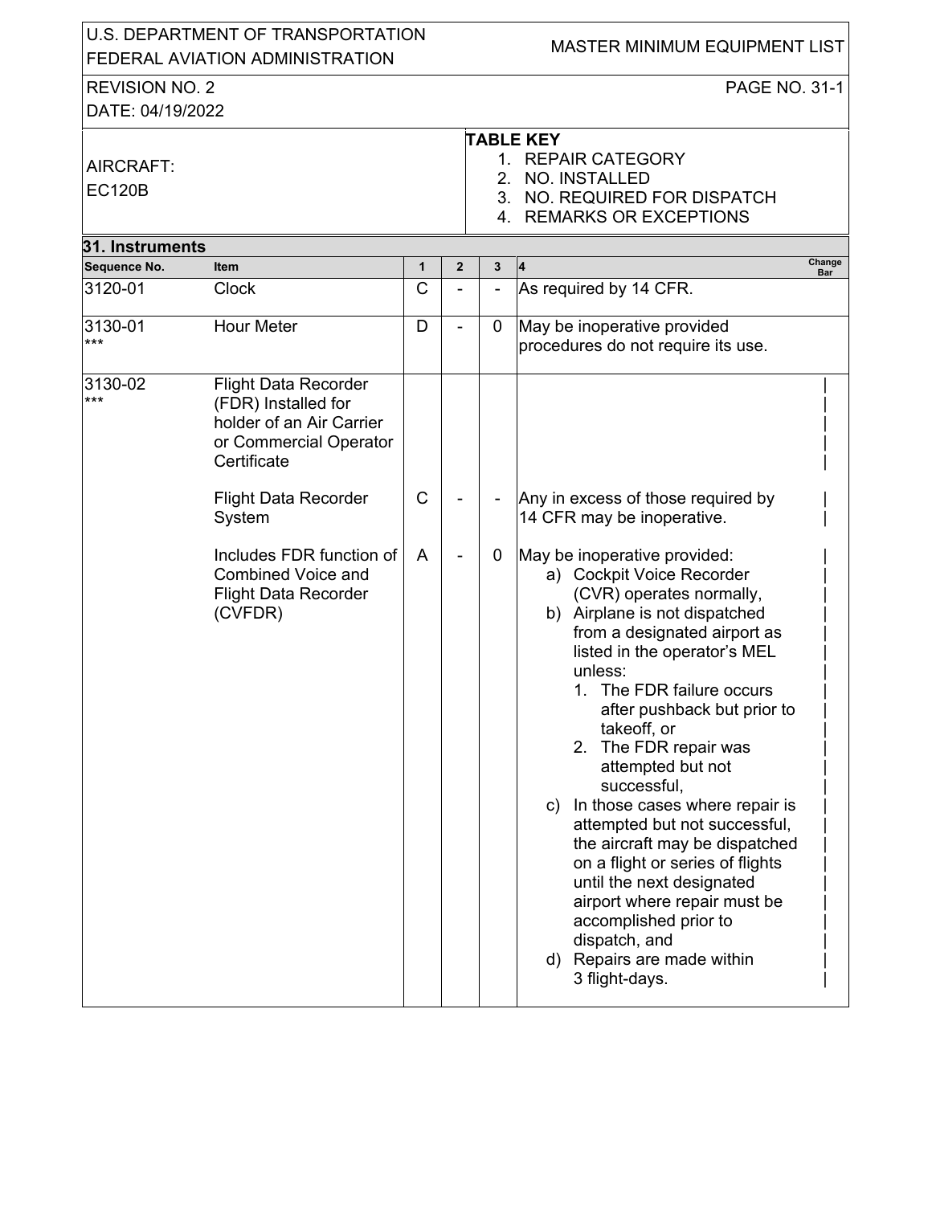| U.S. DEPARTMENT OF TRANSPORTATION FEDERAL AVIATION ADMINISTRATION | MASTER MINIMUM EQUIPMENT LIST |
|---|---|
| REVISION NO. 2<br>DATE: 04/19/2022 | PAGE NO. 31-1 |
| AIRCRAFT:<br>EC120B | **TABLE KEY**<br>1. REPAIR CATEGORY<br>2. NO. INSTALLED<br>3. NO. REQUIRED FOR DISPATCH<br>4. REMARKS OR EXCEPTIONS |

## 31. Instruments

| Sequence No. | Item | 1 | 2 | 3 | 4 | Change Bar |
|---|---|---|---|---|---|---|
| 3120-01 | Clock | C | - | - | As required by 14 CFR. | |
| 3130-01<br>*** | Hour Meter | D | - | 0 | May be inoperative provided procedures do not require its use. | |
| 3130-02<br>*** | Flight Data Recorder (FDR) Installed for holder of an Air Carrier or Commercial Operator Certificate | | | | | \| |
| | Flight Data Recorder System | C | - | - | Any in excess of those required by 14 CFR may be inoperative. | \| |
| | Includes FDR function of Combined Voice and Flight Data Recorder (CVFDR) | A | - | 0 | May be inoperative provided:<br>a) Cockpit Voice Recorder (CVR) operates normally,<br>b) Airplane is not dispatched from a designated airport as listed in the operator's MEL unless:<br>1. The FDR failure occurs after pushback but prior to takeoff, or<br>2. The FDR repair was attempted but not successful,<br>c) In those cases where repair is attempted but not successful, the aircraft may be dispatched on a flight or series of flights until the next designated airport where repair must be accomplished prior to dispatch, and<br>d) Repairs are made within 3 flight-days. | \| |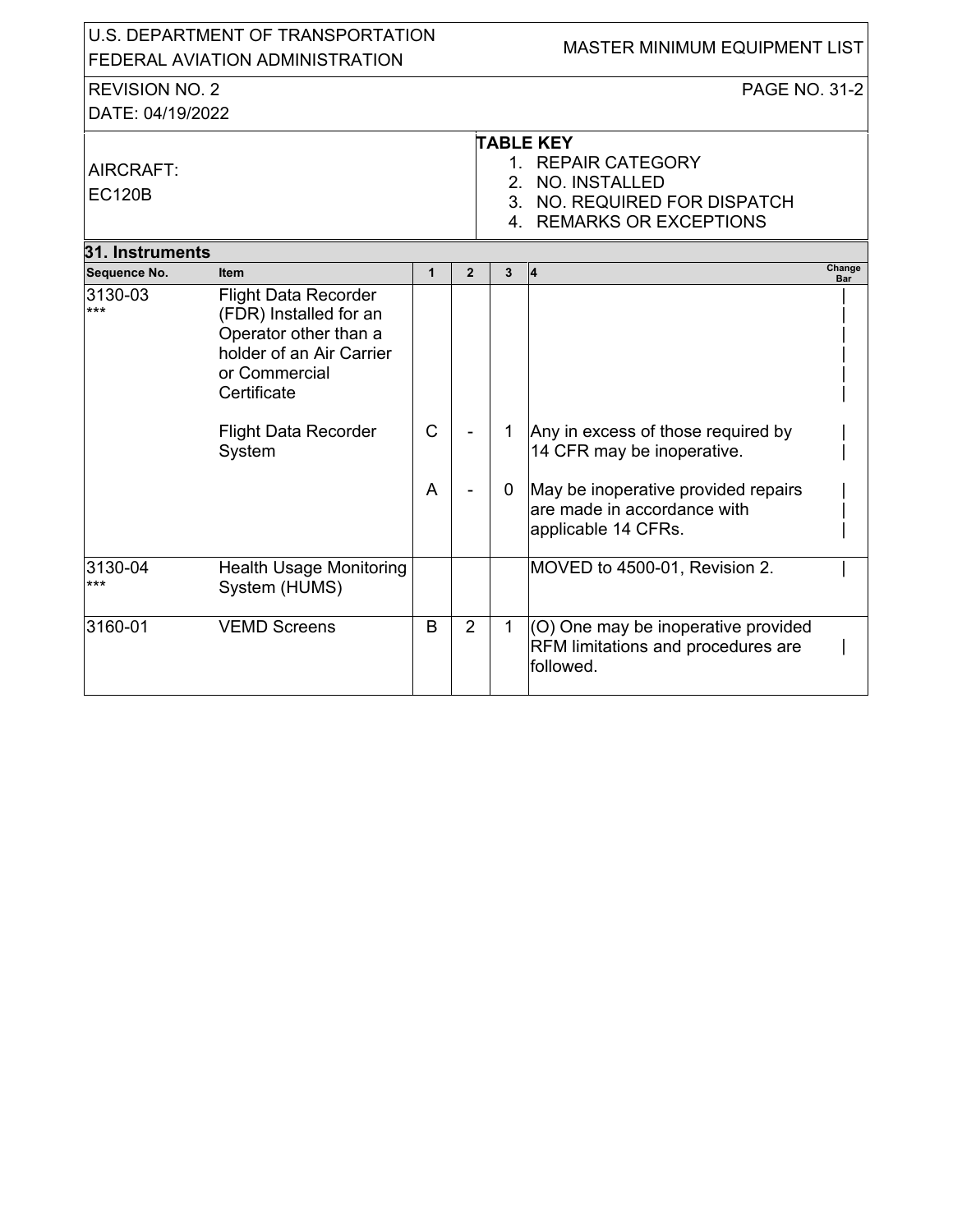| Sequence No. | Item | 1 | 2 | 3 | 4 | Change Bar |
|---|---|---|---|---|---|---|
| 3130-03 *** | Flight Data Recorder (FDR) Installed for an Operator other than a holder of an Air Carrier or Commercial Certificate | | | | | \| |
| | Flight Data Recorder System | C | - | 1 | Any in excess of those required by 14 CFR may be inoperative. | \| |
| | | A | - | 0 | May be inoperative provided repairs are made in accordance with applicable 14 CFRs. | \| |
| 3130-04 *** | Health Usage Monitoring System (HUMS) | | | | MOVED to 4500-01, Revision 2. | \| |
| 3160-01 | VEMD Screens | B | 2 | 1 | (O) One may be inoperative provided RFM limitations and procedures are followed. | \| |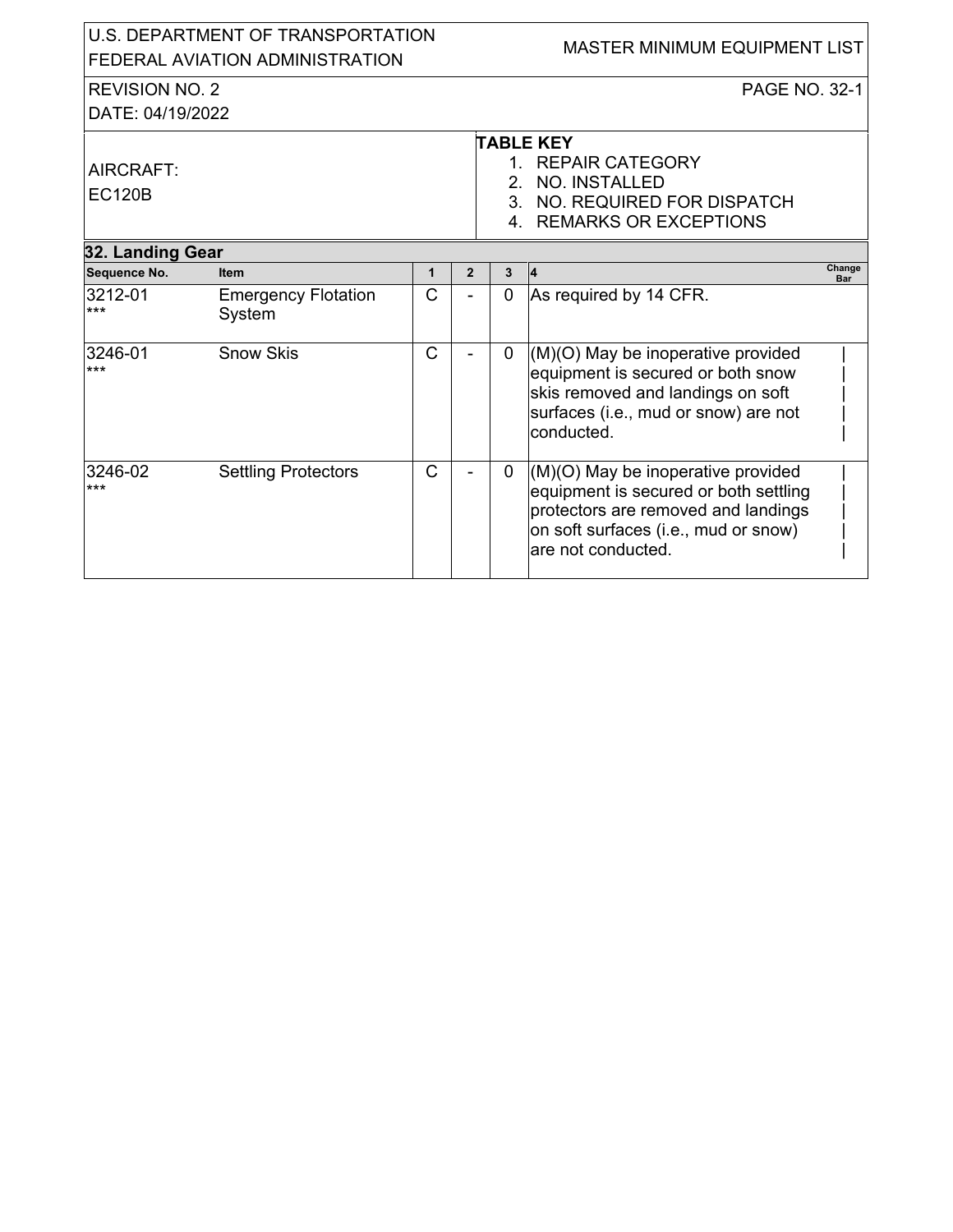U.S. DEPARTMENT OF TRANSPORTATION
FEDERAL AVIATION ADMINISTRATION

MASTER MINIMUM EQUIPMENT LIST

REVISION NO. 2
DATE: 04/19/2022

AIRCRAFT:
EC120B

**TABLE KEY**
1. REPAIR CATEGORY
2. NO. INSTALLED
3. NO. REQUIRED FOR DISPATCH
4. REMARKS OR EXCEPTIONS

## 32. Landing Gear

| Sequence No. | Item | 1 | 2 | 3 | 4 | Change Bar |
|---|---|---|---|---|---|---|
| 3212-01 *** | Emergency Flotation System | C | - | 0 | As required by 14 CFR. | |
| 3246-01 *** | Snow Skis | C | - | 0 | (M)(O) May be inoperative provided equipment is secured or both snow skis removed and landings on soft surfaces (i.e., mud or snow) are not conducted. | \| |
| 3246-02 *** | Settling Protectors | C | - | 0 | (M)(O) May be inoperative provided equipment is secured or both settling protectors are removed and landings on soft surfaces (i.e., mud or snow) are not conducted. | \| |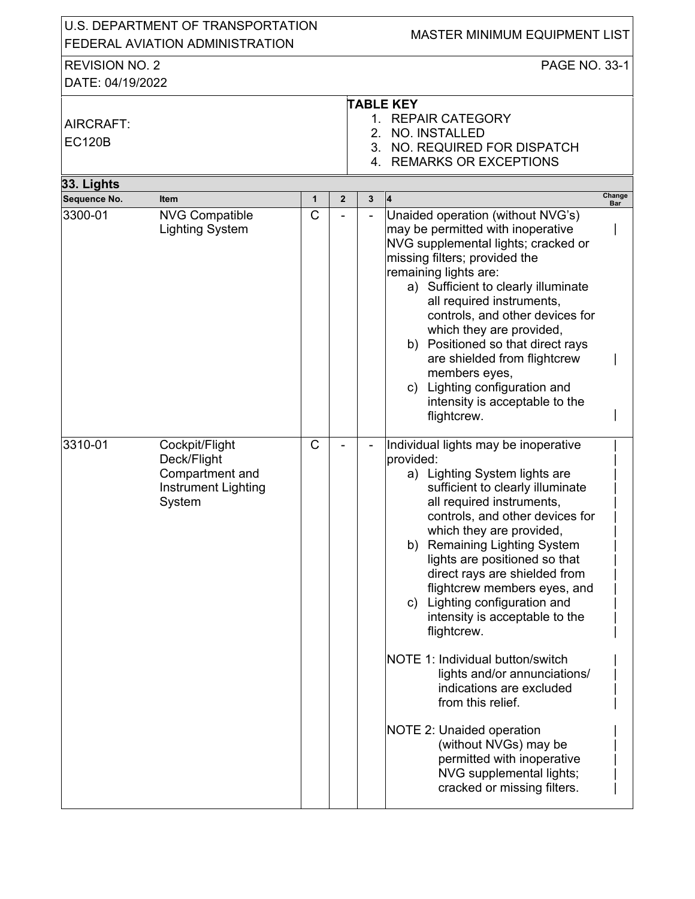U.S. DEPARTMENT OF TRANSPORTATION
FEDERAL AVIATION ADMINISTRATION

MASTER MINIMUM EQUIPMENT LIST

REVISION NO. 2
DATE: 04/19/2022

PAGE NO. 33-1

AIRCRAFT:
EC120B

**TABLE KEY**
1. REPAIR CATEGORY
2. NO. INSTALLED
3. NO. REQUIRED FOR DISPATCH
4. REMARKS OR EXCEPTIONS

## 33. Lights

| Sequence No. | Item | 1 | 2 | 3 | 4 | Change Bar |
|---|---|---|---|---|---|---|
| 3300-01 | NVG Compatible Lighting System | C | - | - | Unaided operation (without NVG's) may be permitted with inoperative NVG supplemental lights; cracked or missing filters; provided the remaining lights are:<br>a) Sufficient to clearly illuminate all required instruments, controls, and other devices for which they are provided,<br>b) Positioned so that direct rays are shielded from flightcrew members eyes,<br>c) Lighting configuration and intensity is acceptable to the flightcrew. | \| |
| 3310-01 | Cockpit/Flight Deck/Flight Compartment and Instrument Lighting System | C | - | - | Individual lights may be inoperative provided:<br>a) Lighting System lights are sufficient to clearly illuminate all required instruments, controls, and other devices for which they are provided,<br>b) Remaining Lighting System lights are positioned so that direct rays are shielded from flightcrew members eyes, and<br>c) Lighting configuration and intensity is acceptable to the flightcrew.<br><br>NOTE 1: Individual button/switch lights and/or annunciations/ indications are excluded from this relief.<br><br>NOTE 2: Unaided operation (without NVGs) may be permitted with inoperative NVG supplemental lights; cracked or missing filters. | \| |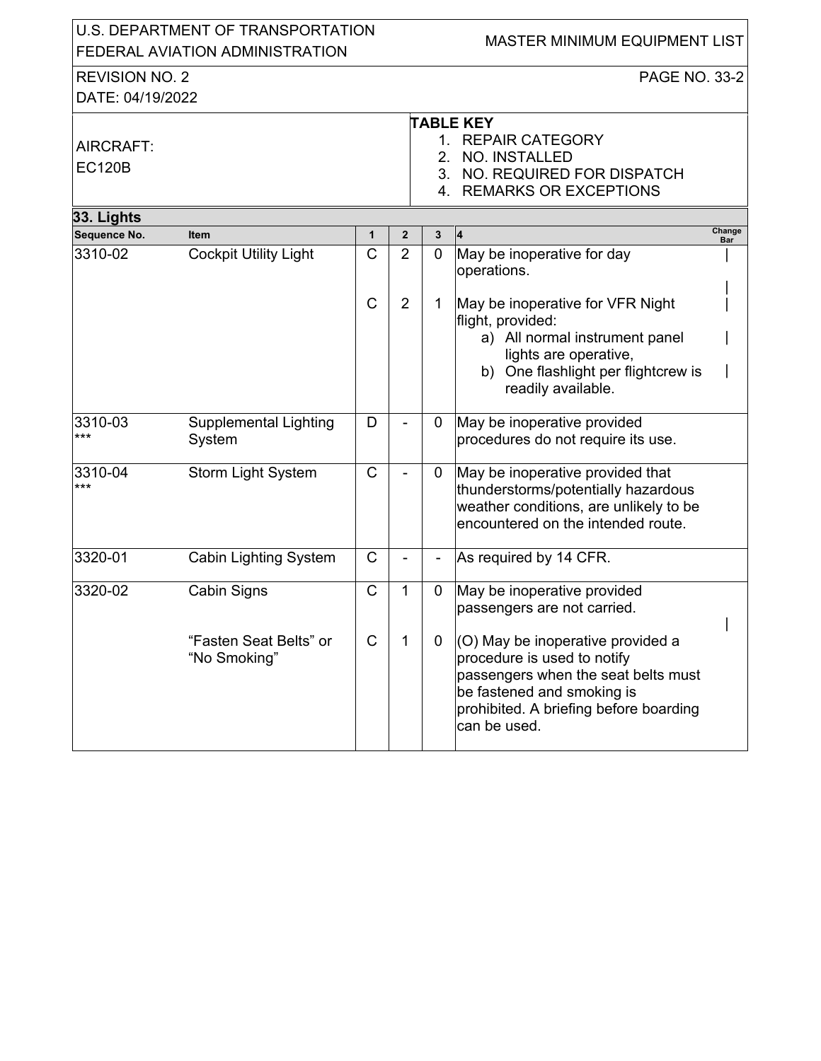AIRCRAFT: EC120B

**TABLE KEY**
1. REPAIR CATEGORY
2. NO. INSTALLED
3. NO. REQUIRED FOR DISPATCH
4. REMARKS OR EXCEPTIONS

## 33. Lights

| Sequence No. | Item | 1 | 2 | 3 | 4 | Change Bar |
|---|---|---|---|---|---|---|
| 3310-02 | Cockpit Utility Light | C | 2 | 0 | May be inoperative for day operations. | \| |
| | | C | 2 | 1 | May be inoperative for VFR Night flight, provided:<br>a) All normal instrument panel lights are operative,<br>b) One flashlight per flightcrew is readily available. | \| |
| 3310-03<br>*** | Supplemental Lighting System | D | - | 0 | May be inoperative provided procedures do not require its use. | |
| 3310-04<br>*** | Storm Light System | C | - | 0 | May be inoperative provided that thunderstorms/potentially hazardous weather conditions, are unlikely to be encountered on the intended route. | |
| 3320-01 | Cabin Lighting System | C | - | - | As required by 14 CFR. | |
| 3320-02 | Cabin Signs | C | 1 | 0 | May be inoperative provided passengers are not carried. | \| |
| | "Fasten Seat Belts" or "No Smoking" | C | 1 | 0 | (O) May be inoperative provided a procedure is used to notify passengers when the seat belts must be fastened and smoking is prohibited. A briefing before boarding can be used. | |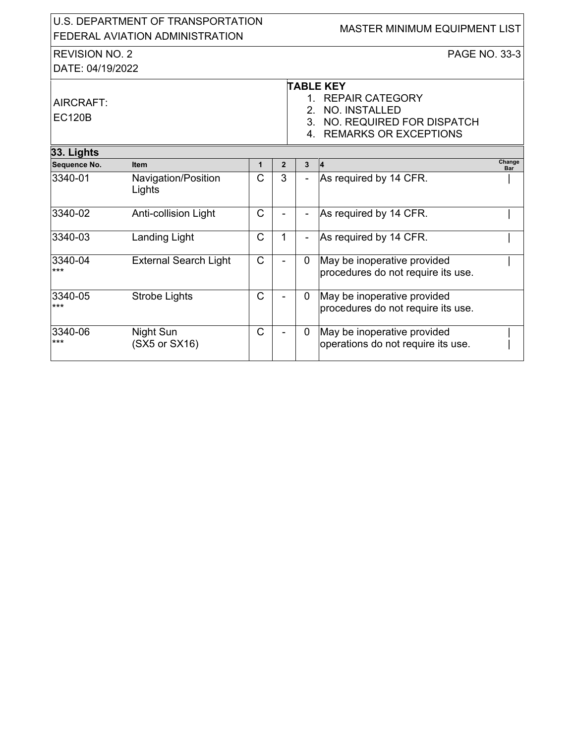U.S. DEPARTMENT OF TRANSPORTATION
FEDERAL AVIATION ADMINISTRATION

MASTER MINIMUM EQUIPMENT LIST

REVISION NO. 2
DATE: 04/19/2022

AIRCRAFT:
EC120B

**TABLE KEY**
1. REPAIR CATEGORY
2. NO. INSTALLED
3. NO. REQUIRED FOR DISPATCH
4. REMARKS OR EXCEPTIONS

## 33. Lights

| Sequence No. | Item | 1 | 2 | 3 | 4 | Change Bar |
|---|---|---|---|---|---|---|
| 3340-01 | Navigation/Position Lights | C | 3 | - | As required by 14 CFR. | \| |
| 3340-02 | Anti-collision Light | C | - | - | As required by 14 CFR. | \| |
| 3340-03 | Landing Light | C | 1 | - | As required by 14 CFR. | \| |
| 3340-04 *** | External Search Light | C | - | 0 | May be inoperative provided procedures do not require its use. | \| |
| 3340-05 *** | Strobe Lights | C | - | 0 | May be inoperative provided procedures do not require its use. | |
| 3340-06 *** | Night Sun (SX5 or SX16) | C | - | 0 | May be inoperative provided operations do not require its use. | \| |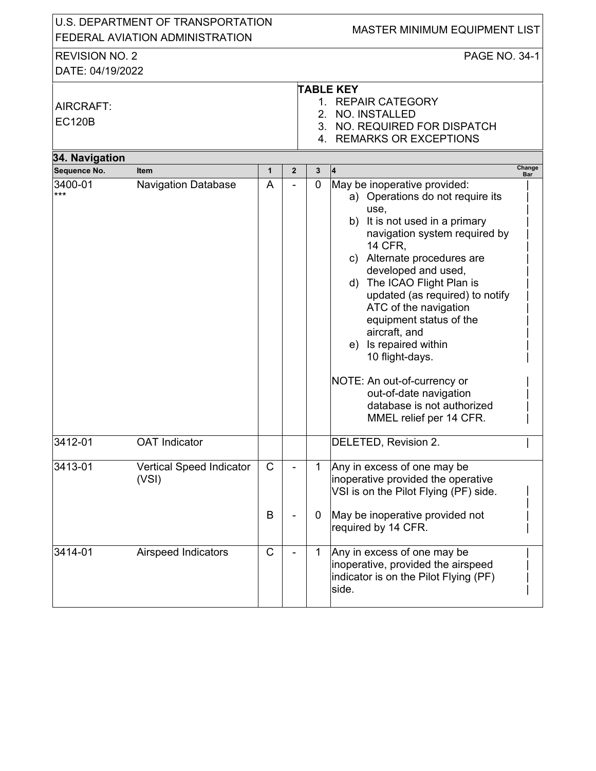U.S. DEPARTMENT OF TRANSPORTATION
FEDERAL AVIATION ADMINISTRATION

MASTER MINIMUM EQUIPMENT LIST

REVISION NO. 2
DATE: 04/19/2022

AIRCRAFT:
EC120B

**TABLE KEY**
1. REPAIR CATEGORY
2. NO. INSTALLED
3. NO. REQUIRED FOR DISPATCH
4. REMARKS OR EXCEPTIONS

## 34. Navigation

| Sequence No. | Item | 1 | 2 | 3 | 4 | Change Bar |
|---|---|---|---|---|---|---|
| 3400-01 *** | Navigation Database | A | - | 0 | May be inoperative provided:<br>a) Operations do not require its use,<br>b) It is not used in a primary navigation system required by 14 CFR,<br>c) Alternate procedures are developed and used,<br>d) The ICAO Flight Plan is updated (as required) to notify ATC of the navigation equipment status of the aircraft, and<br>e) Is repaired within 10 flight-days.<br><br>NOTE: An out-of-currency or out-of-date navigation database is not authorized MMEL relief per 14 CFR. | \| |
| 3412-01 | OAT Indicator | | | | DELETED, Revision 2. | \| |
| 3413-01 | Vertical Speed Indicator (VSI) | C | - | 1 | Any in excess of one may be inoperative provided the operative VSI is on the Pilot Flying (PF) side. | \| |
| | | B | - | 0 | May be inoperative provided not required by 14 CFR. | \| |
| 3414-01 | Airspeed Indicators | C | - | 1 | Any in excess of one may be inoperative, provided the airspeed indicator is on the Pilot Flying (PF) side. | \| |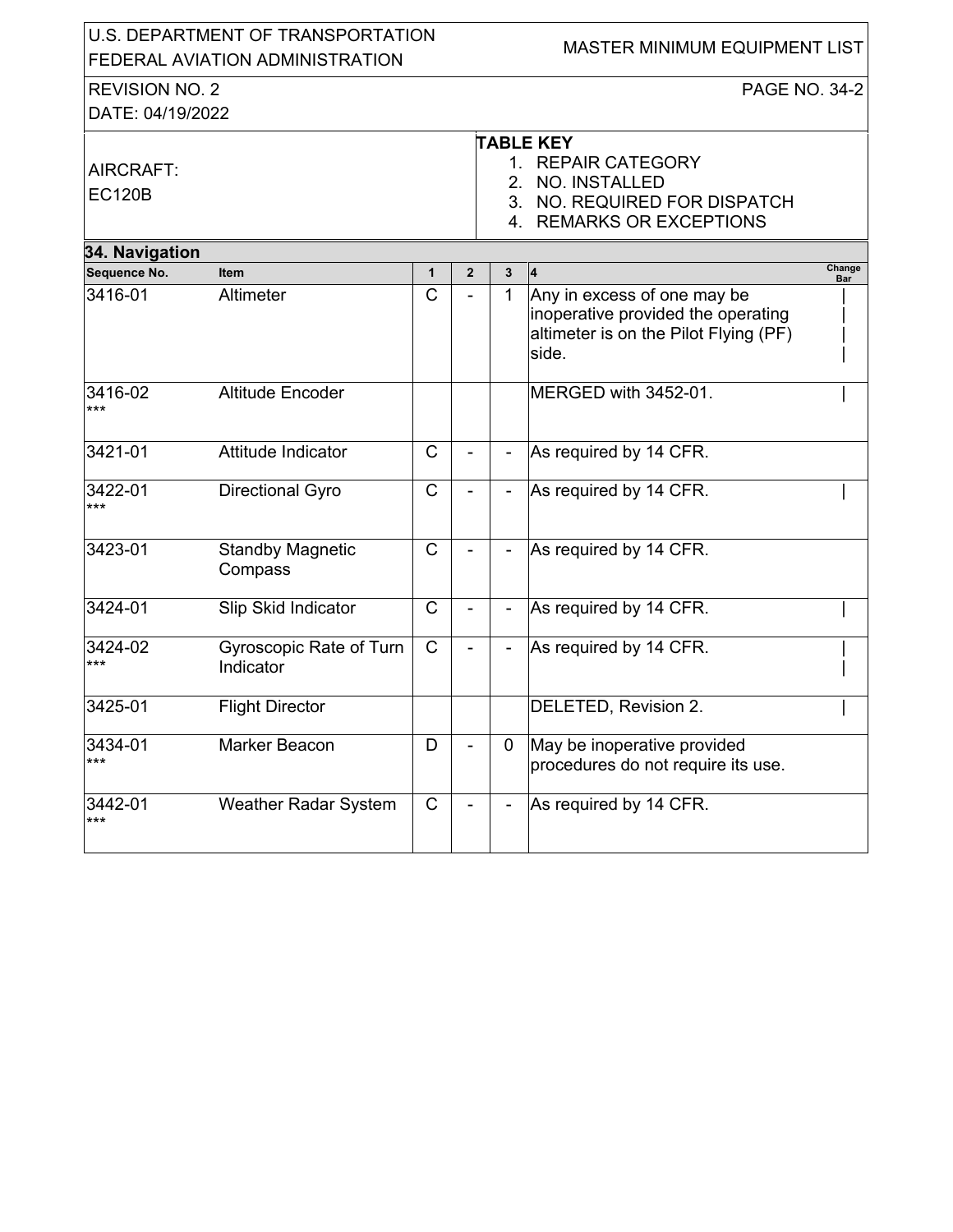U.S. DEPARTMENT OF TRANSPORTATION
FEDERAL AVIATION ADMINISTRATION

MASTER MINIMUM EQUIPMENT LIST

REVISION NO. 2
DATE: 04/19/2022

AIRCRAFT:
EC120B

**TABLE KEY**
1. REPAIR CATEGORY
2. NO. INSTALLED
3. NO. REQUIRED FOR DISPATCH
4. REMARKS OR EXCEPTIONS

## 34. Navigation

| Sequence No. | Item | 1 | 2 | 3 | 4 | Change Bar |
|---|---|---|---|---|---|---|
| 3416-01 | Altimeter | C | - | 1 | Any in excess of one may be inoperative provided the operating altimeter is on the Pilot Flying (PF) side. | \| |
| 3416-02 *** | Altitude Encoder | | | | MERGED with 3452-01. | \| |
| 3421-01 | Attitude Indicator | C | - | - | As required by 14 CFR. | |
| 3422-01 *** | Directional Gyro | C | - | - | As required by 14 CFR. | \| |
| 3423-01 | Standby Magnetic Compass | C | - | - | As required by 14 CFR. | |
| 3424-01 | Slip Skid Indicator | C | - | - | As required by 14 CFR. | \| |
| 3424-02 *** | Gyroscopic Rate of Turn Indicator | C | - | - | As required by 14 CFR. | \| |
| 3425-01 | Flight Director | | | | DELETED, Revision 2. | \| |
| 3434-01 *** | Marker Beacon | D | - | 0 | May be inoperative provided procedures do not require its use. | |
| 3442-01 *** | Weather Radar System | C | - | - | As required by 14 CFR. | |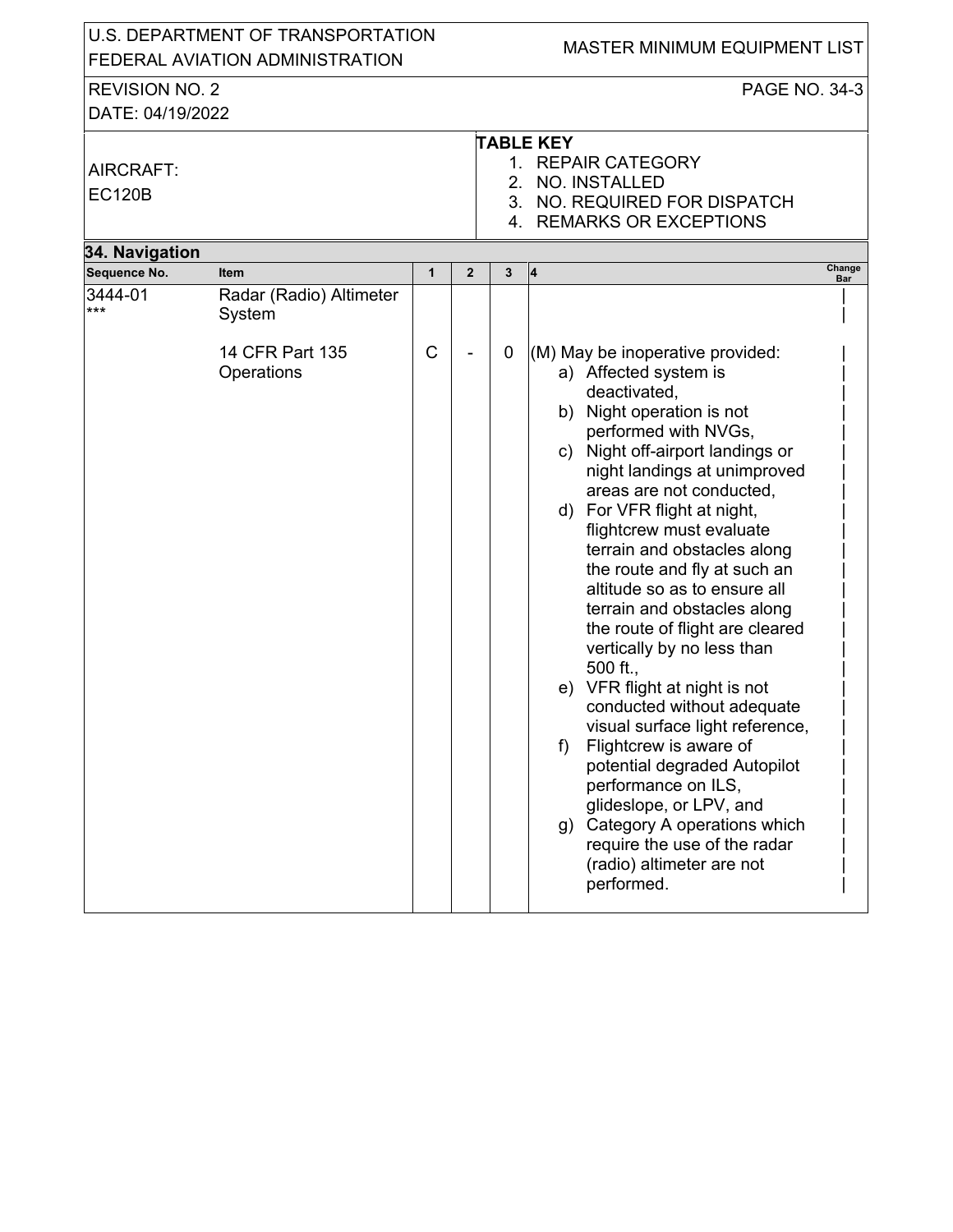AIRCRAFT: EC120B

**TABLE KEY**
1. REPAIR CATEGORY
2. NO. INSTALLED
3. NO. REQUIRED FOR DISPATCH
4. REMARKS OR EXCEPTIONS

## 34. Navigation

| Sequence No. | Item | 1 | 2 | 3 | 4 | Change Bar |
|---|---|---|---|---|---|---|
| 3444-01 *** | Radar (Radio) Altimeter System | | | | | \| |
| | 14 CFR Part 135 Operations | C | - | 0 | (M) May be inoperative provided:<br>a) Affected system is deactivated,<br>b) Night operation is not performed with NVGs,<br>c) Night off-airport landings or night landings at unimproved areas are not conducted,<br>d) For VFR flight at night, flightcrew must evaluate terrain and obstacles along the route and fly at such an altitude so as to ensure all terrain and obstacles along the route of flight are cleared vertically by no less than 500 ft.,<br>e) VFR flight at night is not conducted without adequate visual surface light reference,<br>f) Flightcrew is aware of potential degraded Autopilot performance on ILS, glideslope, or LPV, and<br>g) Category A operations which require the use of the radar (radio) altimeter are not performed. | \| |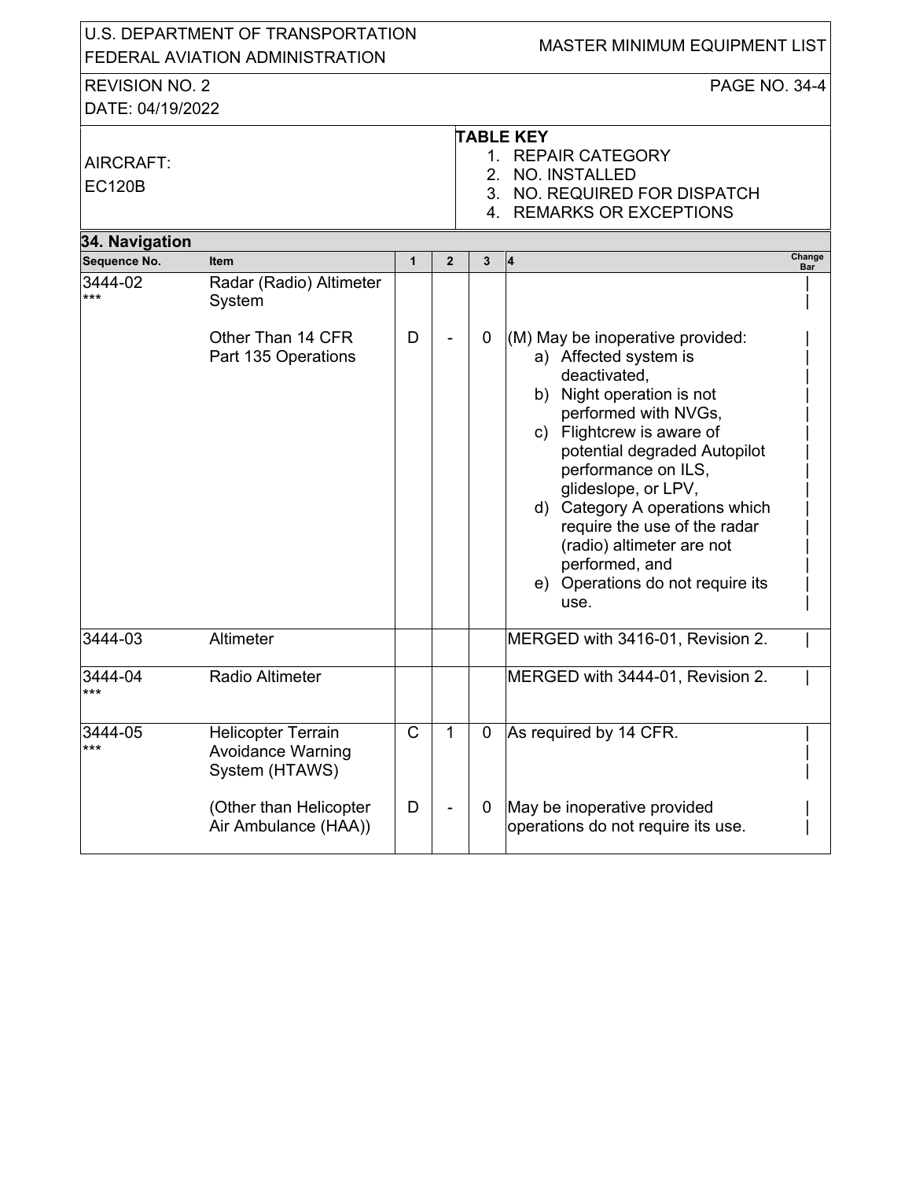U.S. DEPARTMENT OF TRANSPORTATION
FEDERAL AVIATION ADMINISTRATION

MASTER MINIMUM EQUIPMENT LIST

REVISION NO. 2
DATE: 04/19/2022

AIRCRAFT:
EC120B

**TABLE KEY**
1. REPAIR CATEGORY
2. NO. INSTALLED
3. NO. REQUIRED FOR DISPATCH
4. REMARKS OR EXCEPTIONS

## 34. Navigation

| Sequence No. | Item | 1 | 2 | 3 | 4 | Change Bar |
|---|---|---|---|---|---|---|
| 3444-02<br>*** | Radar (Radio) Altimeter System | | | | | \| |
| | Other Than 14 CFR Part 135 Operations | D | - | 0 | (M) May be inoperative provided:<br>a) Affected system is deactivated,<br>b) Night operation is not performed with NVGs,<br>c) Flightcrew is aware of potential degraded Autopilot performance on ILS, glideslope, or LPV,<br>d) Category A operations which require the use of the radar (radio) altimeter are not performed, and<br>e) Operations do not require its use. | \| |
| 3444-03 | Altimeter | | | | MERGED with 3416-01, Revision 2. | \| |
| 3444-04<br>*** | Radio Altimeter | | | | MERGED with 3444-01, Revision 2. | \| |
| 3444-05<br>*** | Helicopter Terrain Avoidance Warning System (HTAWS) | C | 1 | 0 | As required by 14 CFR. | \| |
| | (Other than Helicopter Air Ambulance (HAA)) | D | - | 0 | May be inoperative provided operations do not require its use. | \| |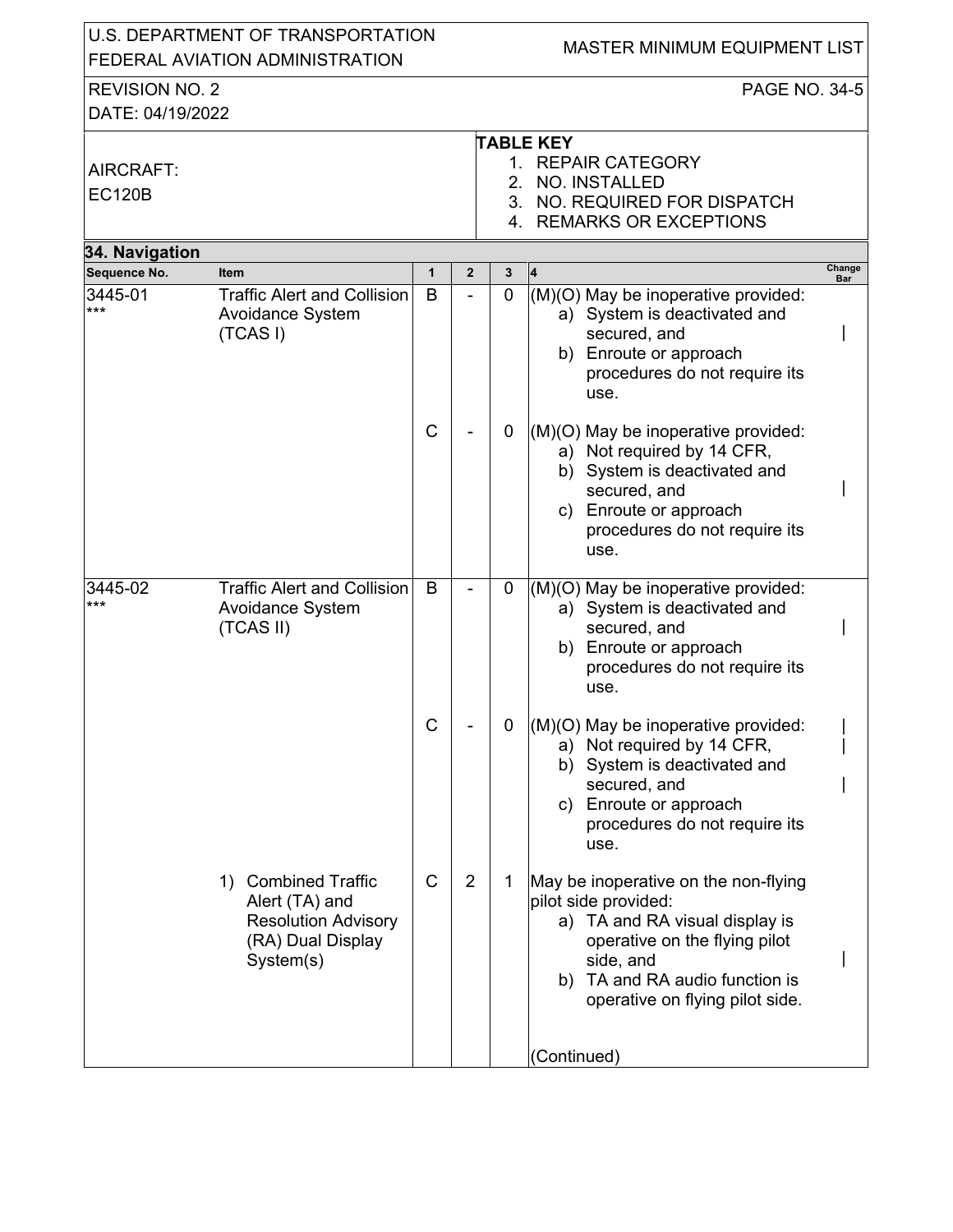AIRCRAFT: EC120B

**TABLE KEY**
1. REPAIR CATEGORY
2. NO. INSTALLED
3. NO. REQUIRED FOR DISPATCH
4. REMARKS OR EXCEPTIONS

## 34. Navigation

| Sequence No. | Item | 1 | 2 | 3 | 4 | Change Bar |
|---|---|---|---|---|---|---|
| 3445-01 *** | Traffic Alert and Collision Avoidance System (TCAS I) | B | - | 0 | (M)(O) May be inoperative provided: a) System is deactivated and secured, and b) Enroute or approach procedures do not require its use. | \| |
| | | C | - | 0 | (M)(O) May be inoperative provided: a) Not required by 14 CFR, b) System is deactivated and secured, and c) Enroute or approach procedures do not require its use. | \| |
| 3445-02 *** | Traffic Alert and Collision Avoidance System (TCAS II) | B | - | 0 | (M)(O) May be inoperative provided: a) System is deactivated and secured, and b) Enroute or approach procedures do not require its use. | \| |
| | | C | - | 0 | (M)(O) May be inoperative provided: a) Not required by 14 CFR, b) System is deactivated and secured, and c) Enroute or approach procedures do not require its use. | \| |
| | 1) Combined Traffic Alert (TA) and Resolution Advisory (RA) Dual Display System(s) | C | 2 | 1 | May be inoperative on the non-flying pilot side provided: a) TA and RA visual display is operative on the flying pilot side, and b) TA and RA audio function is operative on flying pilot side. (Continued) | \| |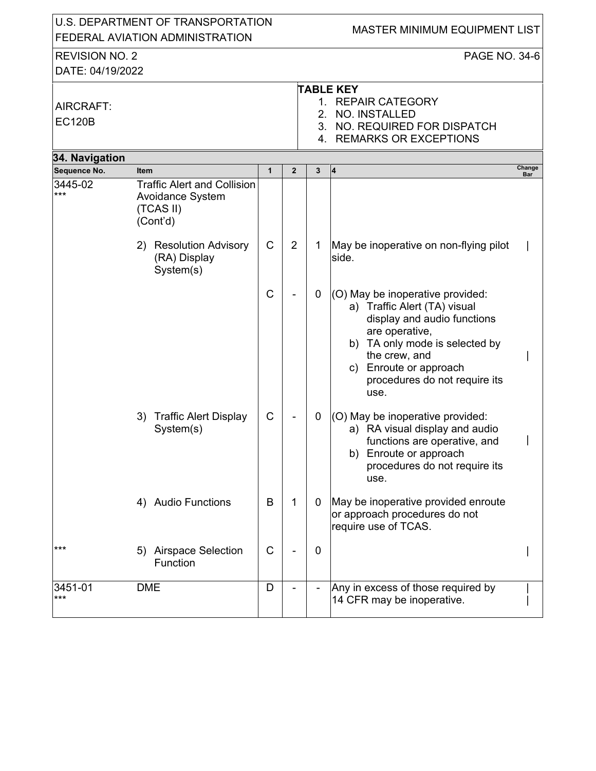U.S. DEPARTMENT OF TRANSPORTATION
FEDERAL AVIATION ADMINISTRATION

MASTER MINIMUM EQUIPMENT LIST

REVISION NO. 2
DATE: 04/19/2022

PAGE NO. 34-6

AIRCRAFT:
EC120B

**TABLE KEY**
1. REPAIR CATEGORY
2. NO. INSTALLED
3. NO. REQUIRED FOR DISPATCH
4. REMARKS OR EXCEPTIONS

## 34. Navigation

| Sequence No. | Item | 1 | 2 | 3 | 4 | Change Bar |
|---|---|---|---|---|---|---|
| 3445-02 *** | Traffic Alert and Collision Avoidance System (TCAS II) (Cont'd) | | | | | |
| | 2) Resolution Advisory (RA) Display System(s) | C | 2 | 1 | May be inoperative on non-flying pilot side. | \| |
| | | C | - | 0 | (O) May be inoperative provided: a) Traffic Alert (TA) visual display and audio functions are operative, b) TA only mode is selected by the crew, and c) Enroute or approach procedures do not require its use. | \| |
| | 3) Traffic Alert Display System(s) | C | - | 0 | (O) May be inoperative provided: a) RA visual display and audio functions are operative, and b) Enroute or approach procedures do not require its use. | \| |
| | 4) Audio Functions | B | 1 | 0 | May be inoperative provided enroute or approach procedures do not require use of TCAS. | |
| *** | 5) Airspace Selection Function | C | - | 0 | | \| |
| 3451-01 *** | DME | D | - | - | Any in excess of those required by 14 CFR may be inoperative. | \| |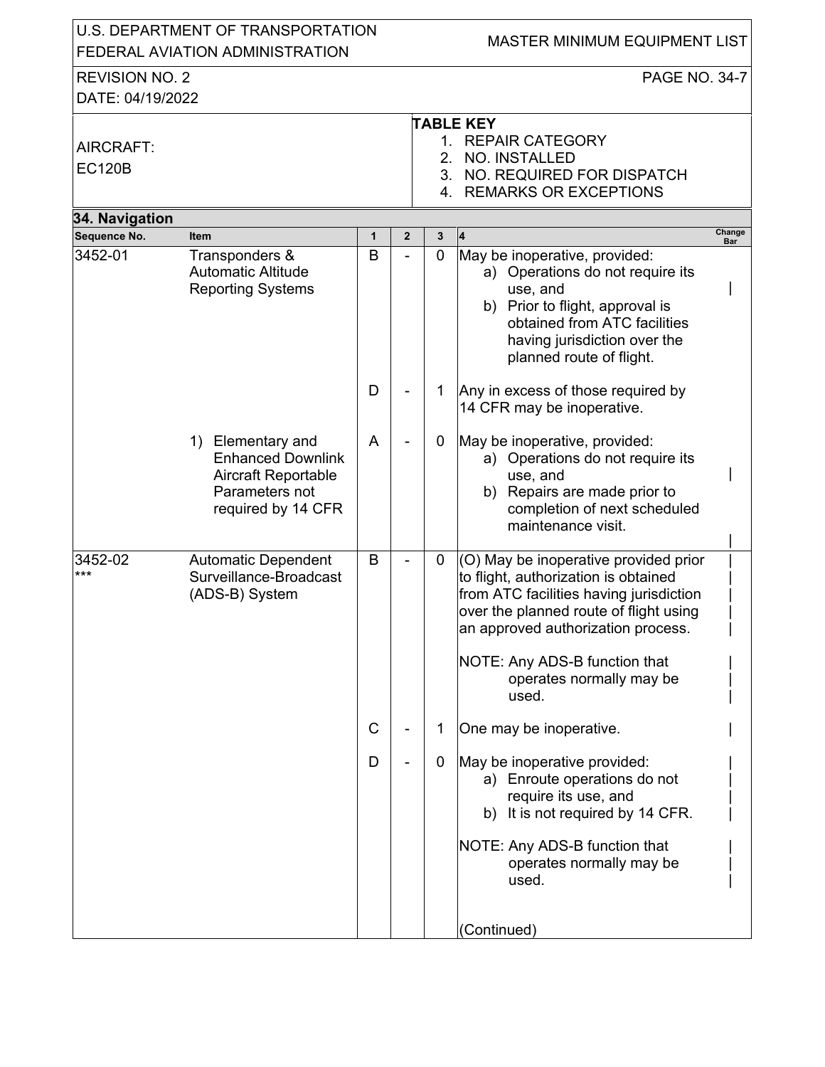U.S. DEPARTMENT OF TRANSPORTATION
FEDERAL AVIATION ADMINISTRATION

MASTER MINIMUM EQUIPMENT LIST

REVISION NO. 2
DATE: 04/19/2022

AIRCRAFT:
EC120B

**TABLE KEY**
1. REPAIR CATEGORY
2. NO. INSTALLED
3. NO. REQUIRED FOR DISPATCH
4. REMARKS OR EXCEPTIONS

## 34. Navigation

| Sequence No. | Item | 1 | 2 | 3 | 4 | Change Bar |
|---|---|---|---|---|---|---|
| 3452-01 | Transponders & Automatic Altitude Reporting Systems | B | - | 0 | May be inoperative, provided:<br>a) Operations do not require its use, and<br>b) Prior to flight, approval is obtained from ATC facilities having jurisdiction over the planned route of flight. | \| |
| | | D | - | 1 | Any in excess of those required by 14 CFR may be inoperative. | |
| | 1) Elementary and Enhanced Downlink Aircraft Reportable Parameters not required by 14 CFR | A | - | 0 | May be inoperative, provided:<br>a) Operations do not require its use, and<br>b) Repairs are made prior to completion of next scheduled maintenance visit. | \| |
| 3452-02<br>*** | Automatic Dependent Surveillance-Broadcast (ADS-B) System | B | - | 0 | (O) May be inoperative provided prior to flight, authorization is obtained from ATC facilities having jurisdiction over the planned route of flight using an approved authorization process.<br><br>NOTE: Any ADS-B function that operates normally may be used. | \| |
| | | C | - | 1 | One may be inoperative. | \| |
| | | D | - | 0 | May be inoperative provided:<br>a) Enroute operations do not require its use, and<br>b) It is not required by 14 CFR.<br><br>NOTE: Any ADS-B function that operates normally may be used.<br><br>(Continued) | \| |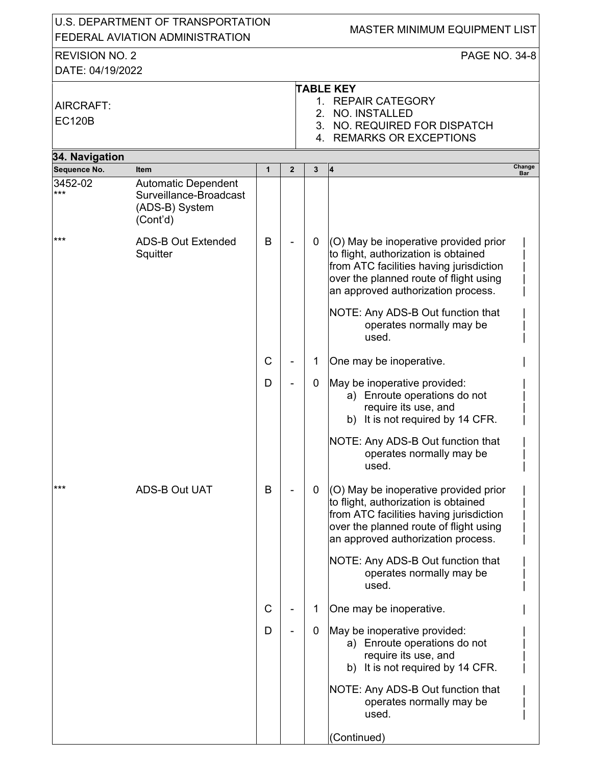| AIRCRAFT: EC120B | | TABLE KEY<br>1. REPAIR CATEGORY<br>2. NO. INSTALLED<br>3. NO. REQUIRED FOR DISPATCH<br>4. REMARKS OR EXCEPTIONS |
|---|---|---|

## 34. Navigation

| Sequence No. | Item | 1 | 2 | 3 | 4 | Change Bar |
|---|---|---|---|---|---|---|
| 3452-02<br>*** | Automatic Dependent Surveillance-Broadcast (ADS-B) System (Cont'd) | | | | | |
| *** | ADS-B Out Extended Squitter | B | - | 0 | (O) May be inoperative provided prior to flight, authorization is obtained from ATC facilities having jurisdiction over the planned route of flight using an approved authorization process.<br><br>NOTE: Any ADS-B Out function that operates normally may be used. | \| |
| | | C | - | 1 | One may be inoperative. | \| |
| | | D | - | 0 | May be inoperative provided:<br>a) Enroute operations do not require its use, and<br>b) It is not required by 14 CFR.<br><br>NOTE: Any ADS-B Out function that operates normally may be used. | \| |
| *** | ADS-B Out UAT | B | - | 0 | (O) May be inoperative provided prior to flight, authorization is obtained from ATC facilities having jurisdiction over the planned route of flight using an approved authorization process.<br><br>NOTE: Any ADS-B Out function that operates normally may be used. | \| |
| | | C | - | 1 | One may be inoperative. | \| |
| | | D | - | 0 | May be inoperative provided:<br>a) Enroute operations do not require its use, and<br>b) It is not required by 14 CFR.<br><br>NOTE: Any ADS-B Out function that operates normally may be used. | \| |
| | | | | | (Continued) | |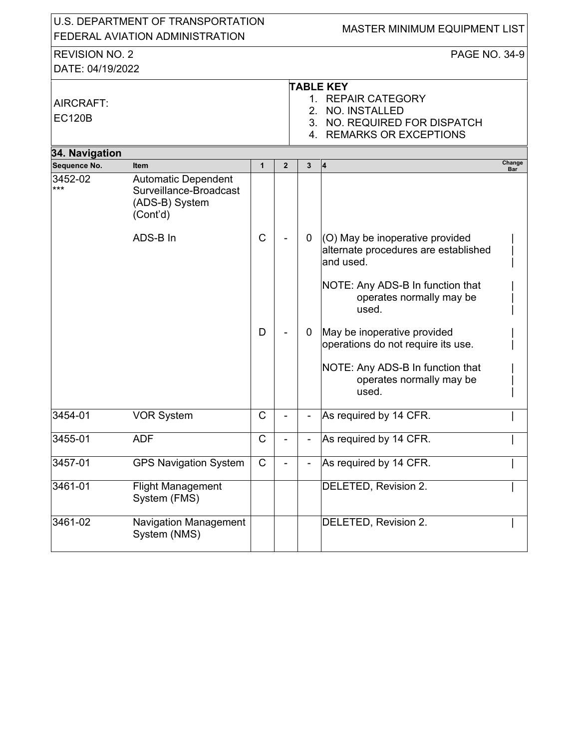U.S. DEPARTMENT OF TRANSPORTATION
FEDERAL AVIATION ADMINISTRATION

MASTER MINIMUM EQUIPMENT LIST

REVISION NO. 2
DATE: 04/19/2022

AIRCRAFT:
EC120B

**TABLE KEY**
1. REPAIR CATEGORY
2. NO. INSTALLED
3. NO. REQUIRED FOR DISPATCH
4. REMARKS OR EXCEPTIONS

## 34. Navigation

| Sequence No. | Item | 1 | 2 | 3 | 4 | Change Bar |
|---|---|---|---|---|---|---|
| 3452-02 *** | Automatic Dependent Surveillance-Broadcast (ADS-B) System (Cont'd) | | | | | |
| | ADS-B In | C | - | 0 | (O) May be inoperative provided alternate procedures are established and used.<br><br>NOTE: Any ADS-B In function that operates normally may be used. | \| |
| | | D | - | 0 | May be inoperative provided operations do not require its use.<br><br>NOTE: Any ADS-B In function that operates normally may be used. | \| |
| 3454-01 | VOR System | C | - | - | As required by 14 CFR. | \| |
| 3455-01 | ADF | C | - | - | As required by 14 CFR. | \| |
| 3457-01 | GPS Navigation System | C | - | - | As required by 14 CFR. | \| |
| 3461-01 | Flight Management System (FMS) | | | | DELETED, Revision 2. | \| |
| 3461-02 | Navigation Management System (NMS) | | | | DELETED, Revision 2. | \| |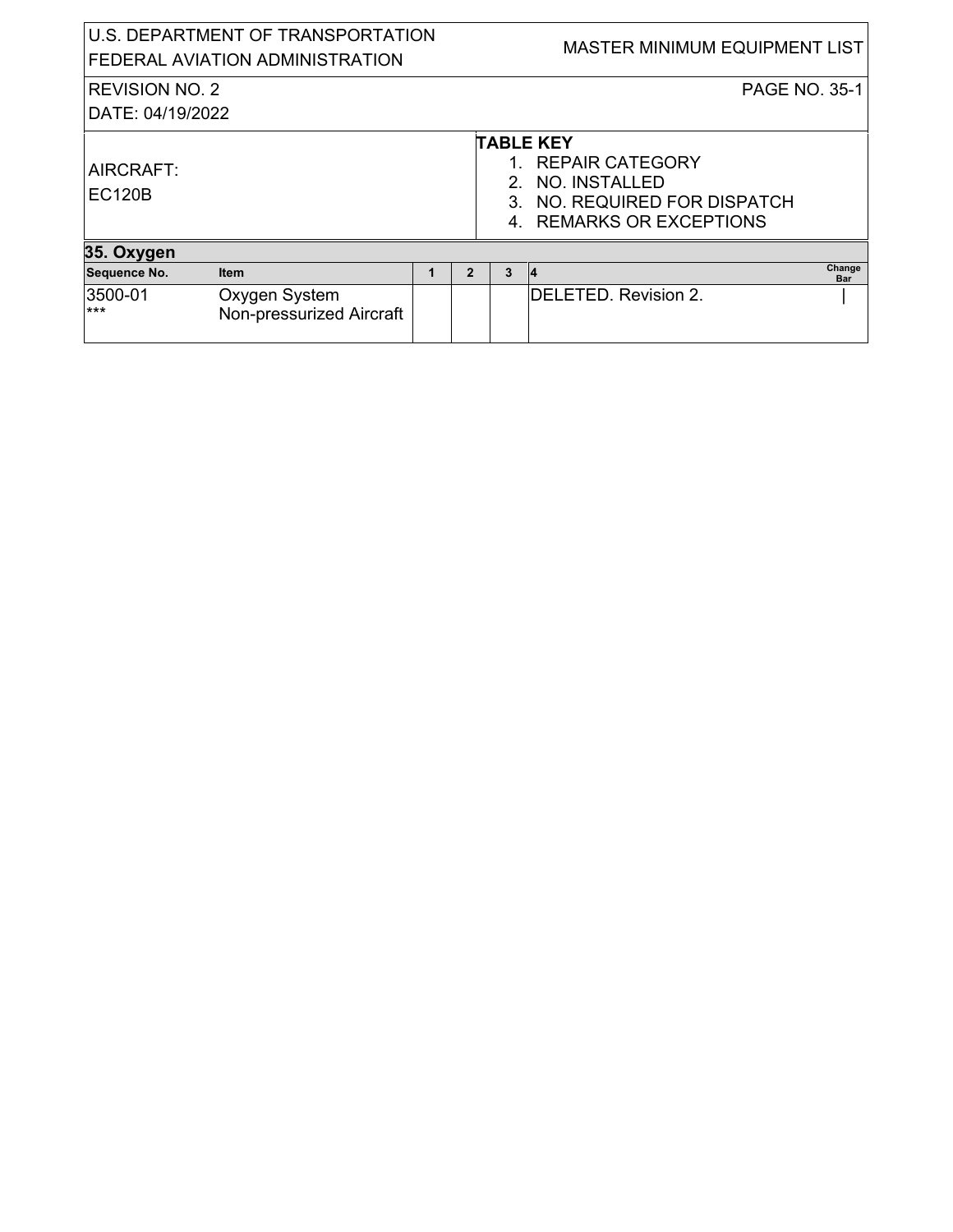| U.S. DEPARTMENT OF TRANSPORTATION<br>FEDERAL AVIATION ADMINISTRATION | MASTER MINIMUM EQUIPMENT LIST |
|---|---|
| REVISION NO. 2<br>DATE: 04/19/2022 | PAGE NO. 35-1 |
| AIRCRAFT:<br>EC120B | **TABLE KEY**<br>1. REPAIR CATEGORY<br>2. NO. INSTALLED<br>3. NO. REQUIRED FOR DISPATCH<br>4. REMARKS OR EXCEPTIONS |

## 35. Oxygen

| Sequence No. | Item | 1 | 2 | 3 | 4 | Change Bar |
|---|---|---|---|---|---|---|
| 3500-01<br>*** | Oxygen System<br>Non-pressurized Aircraft | | | | DELETED. Revision 2. | \| |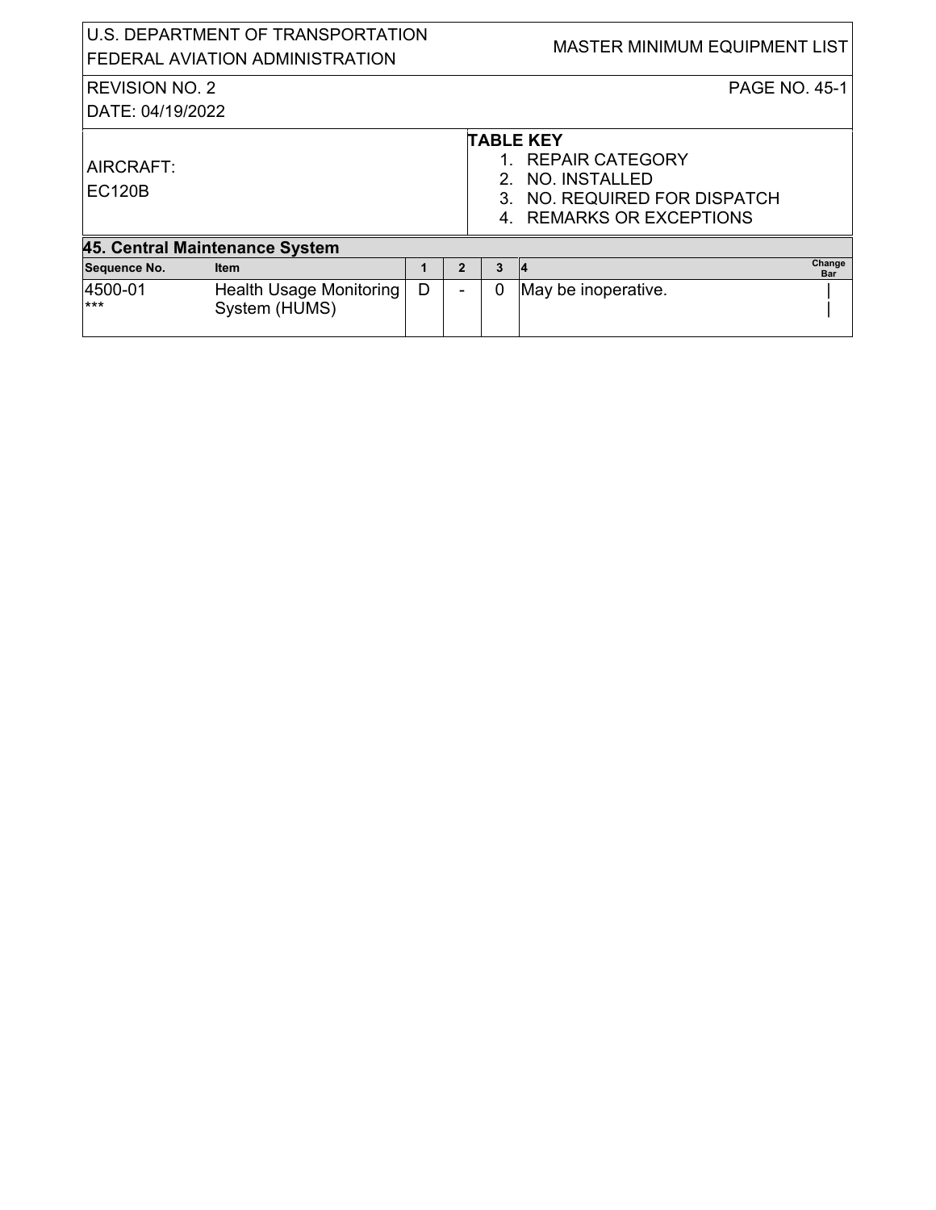| U.S. DEPARTMENT OF TRANSPORTATION FEDERAL AVIATION ADMINISTRATION | MASTER MINIMUM EQUIPMENT LIST |
|---|---|
| REVISION NO. 2 DATE: 04/19/2022 | PAGE NO. 45-1 |
| AIRCRAFT: EC120B | **TABLE KEY** 1. REPAIR CATEGORY 2. NO. INSTALLED 3. NO. REQUIRED FOR DISPATCH 4. REMARKS OR EXCEPTIONS |

## 45. Central Maintenance System

| Sequence No. | Item | 1 | 2 | 3 | 4 | Change Bar |
|---|---|---|---|---|---|---|
| 4500-01 *** | Health Usage Monitoring System (HUMS) | D | - | 0 | May be inoperative. | \| |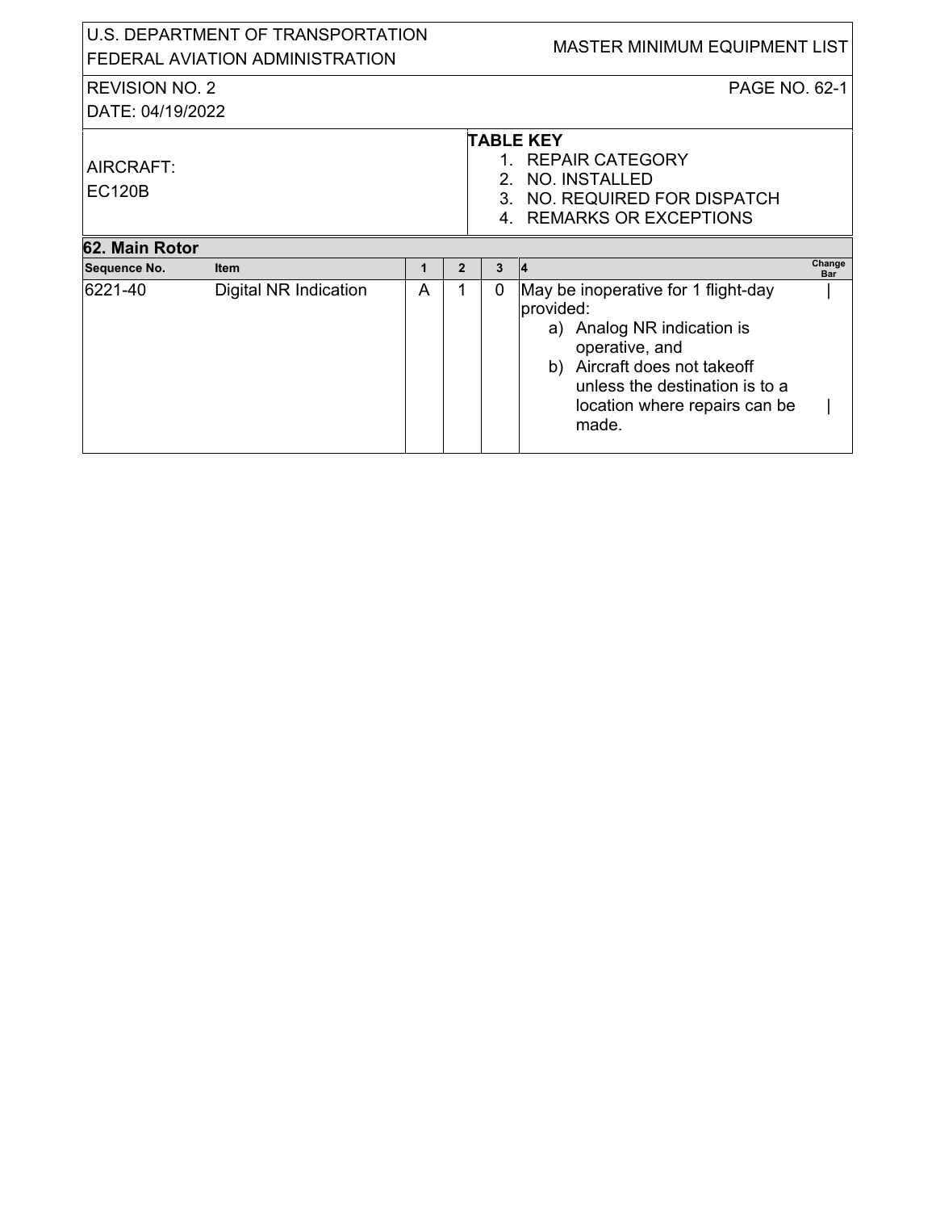U.S. DEPARTMENT OF TRANSPORTATION
FEDERAL AVIATION ADMINISTRATION

MASTER MINIMUM EQUIPMENT LIST

REVISION NO. 2

DATE: 04/19/2022

PAGE NO. 62-1

AIRCRAFT:
EC120B

**TABLE KEY**
1. REPAIR CATEGORY
2. NO. INSTALLED
3. NO. REQUIRED FOR DISPATCH
4. REMARKS OR EXCEPTIONS

## 62. Main Rotor

| Sequence No. | Item | 1 | 2 | 3 | 4 | Change Bar |
|---|---|---|---|---|---|---|
| 6221-40 | Digital NR Indication | A | 1 | 0 | May be inoperative for 1 flight-day provided:<br>a) Analog NR indication is operative, and<br>b) Aircraft does not takeoff unless the destination is to a location where repairs can be made. | \| |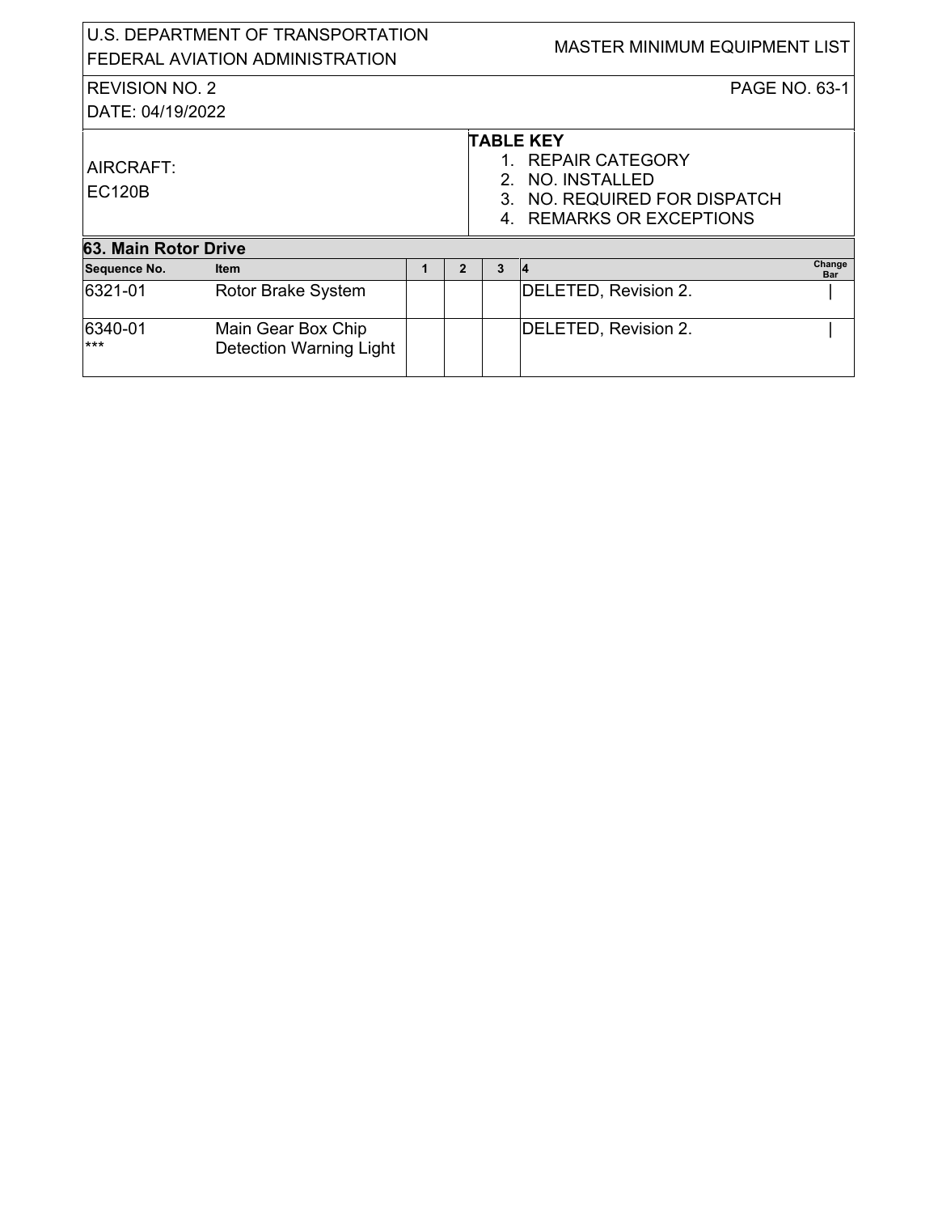U.S. DEPARTMENT OF TRANSPORTATION
FEDERAL AVIATION ADMINISTRATION

MASTER MINIMUM EQUIPMENT LIST

REVISION NO. 2
DATE: 04/19/2022

PAGE NO. 63-1

AIRCRAFT:
EC120B

**TABLE KEY**
1. REPAIR CATEGORY
2. NO. INSTALLED
3. NO. REQUIRED FOR DISPATCH
4. REMARKS OR EXCEPTIONS

## 63. Main Rotor Drive

| Sequence No. | Item | 1 | 2 | 3 | 4 | Change Bar |
|---|---|---|---|---|---|---|
| 6321-01 | Rotor Brake System | | | | DELETED, Revision 2. | \| |
| 6340-01 *** | Main Gear Box Chip Detection Warning Light | | | | DELETED, Revision 2. | \| |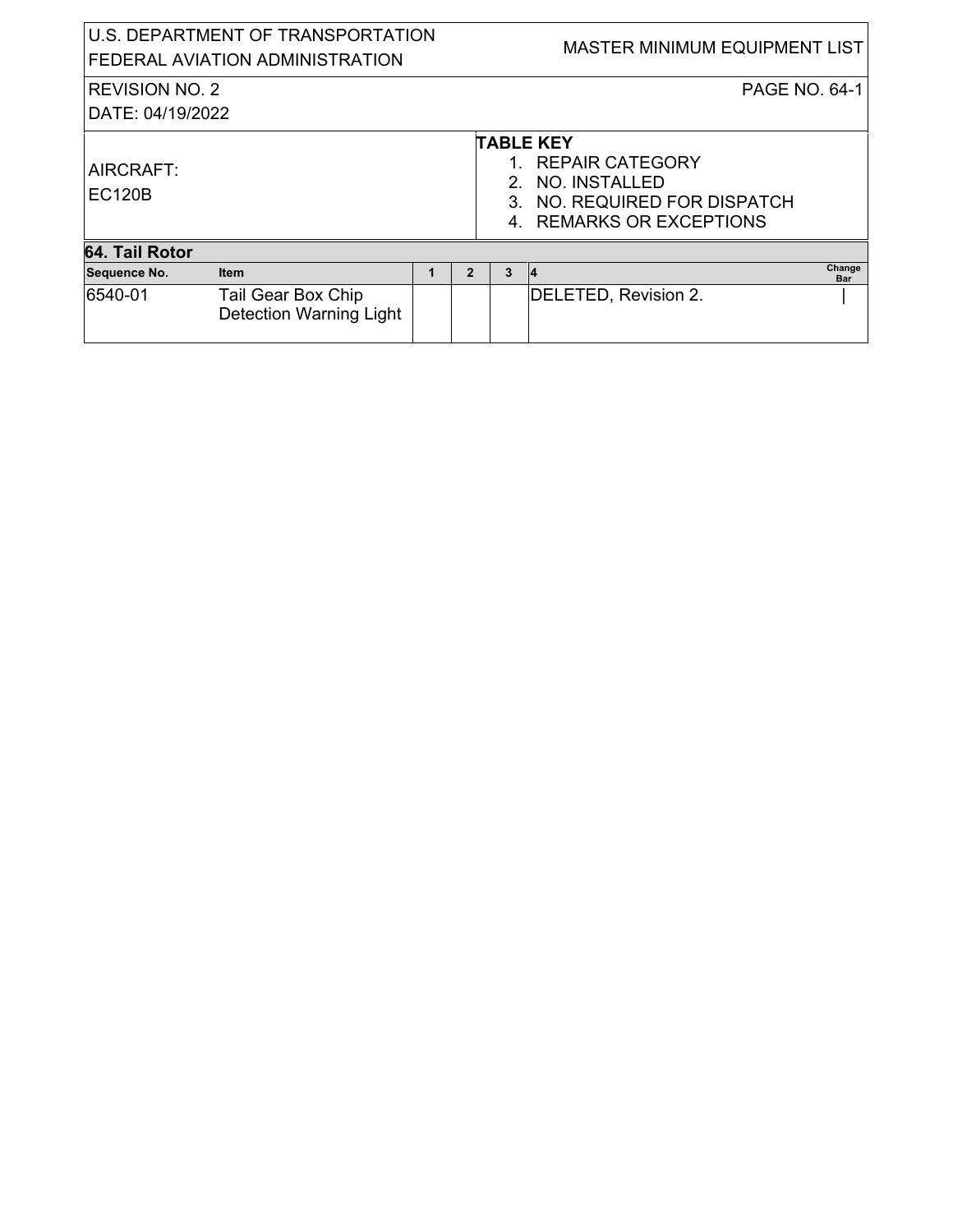AIRCRAFT:
EC120B

**TABLE KEY**
1. REPAIR CATEGORY
2. NO. INSTALLED
3. NO. REQUIRED FOR DISPATCH
4. REMARKS OR EXCEPTIONS

## 64. Tail Rotor

| Sequence No. | Item | 1 | 2 | 3 | 4 | Change Bar |
|---|---|---|---|---|---|---|
| 6540-01 | Tail Gear Box Chip Detection Warning Light | | | | DELETED, Revision 2. | \| |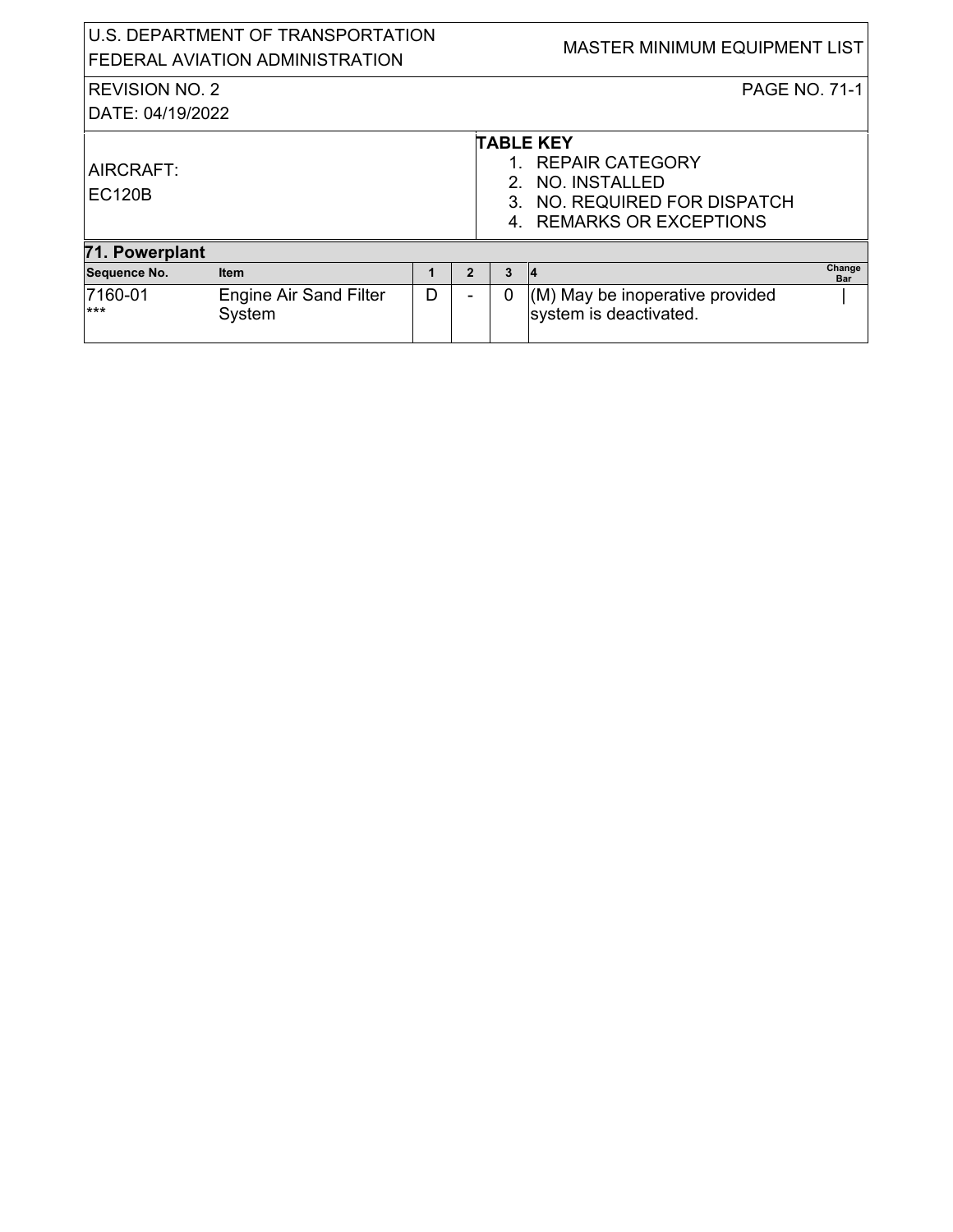| AIRCRAFT: EC120B | TABLE KEY<br>1. REPAIR CATEGORY<br>2. NO. INSTALLED<br>3. NO. REQUIRED FOR DISPATCH<br>4. REMARKS OR EXCEPTIONS |
|---|---|

## 71. Powerplant

| Sequence No. | Item | 1 | 2 | 3 | 4 | Change Bar |
|---|---|---|---|---|---|---|
| 7160-01<br>*** | Engine Air Sand Filter System | D | - | 0 | (M) May be inoperative provided system is deactivated. | \| |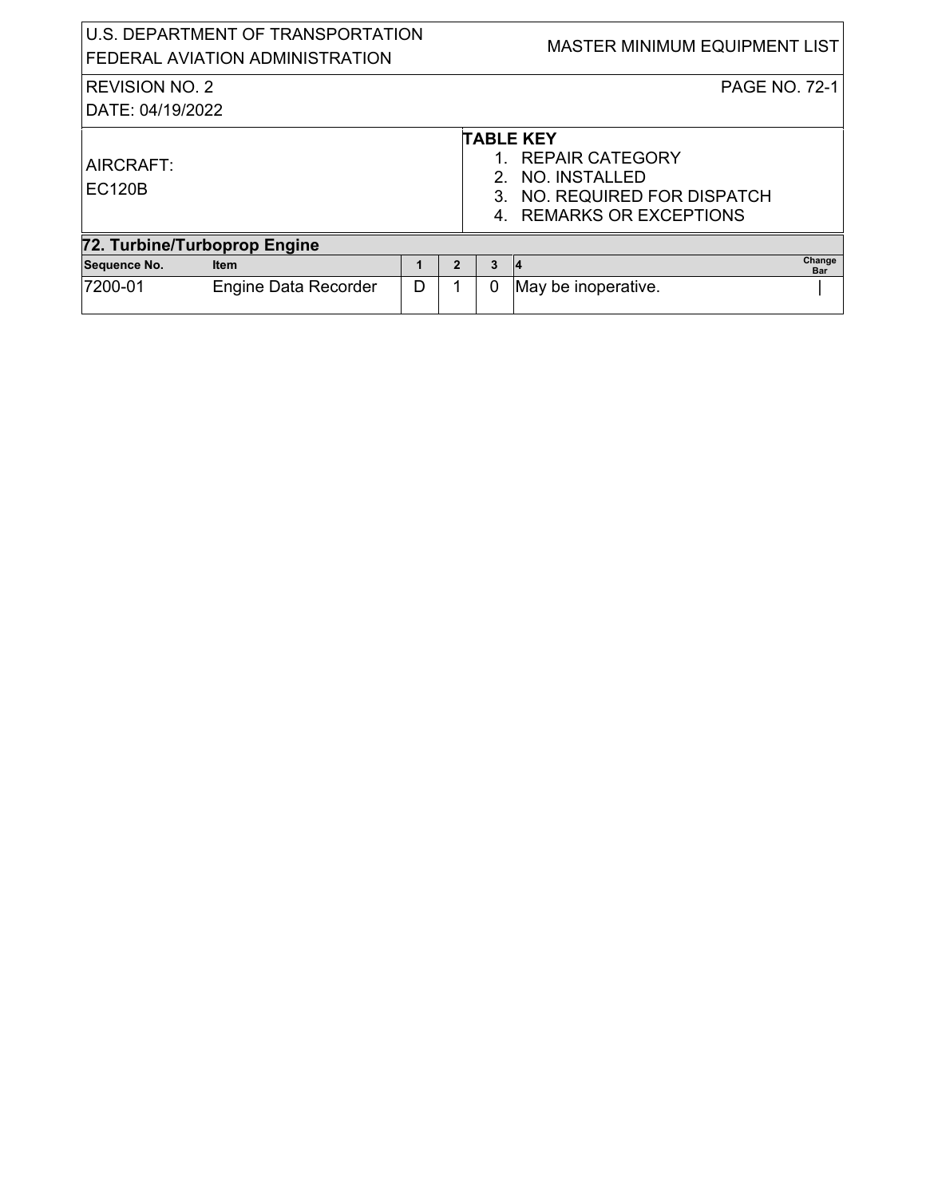| U.S. DEPARTMENT OF TRANSPORTATION<br>FEDERAL AVIATION ADMINISTRATION | MASTER MINIMUM EQUIPMENT LIST |
|---|---|
| REVISION NO. 2<br>DATE: 04/19/2022 | PAGE NO. 72-1 |
| AIRCRAFT:<br>EC120B | **TABLE KEY**<br>1. REPAIR CATEGORY<br>2. NO. INSTALLED<br>3. NO. REQUIRED FOR DISPATCH<br>4. REMARKS OR EXCEPTIONS |

## 72. Turbine/Turboprop Engine

| Sequence No. | Item | 1 | 2 | 3 | 4 | Change Bar |
|---|---|---|---|---|---|---|
| 7200-01 | Engine Data Recorder | D | 1 | 0 | May be inoperative. | \| |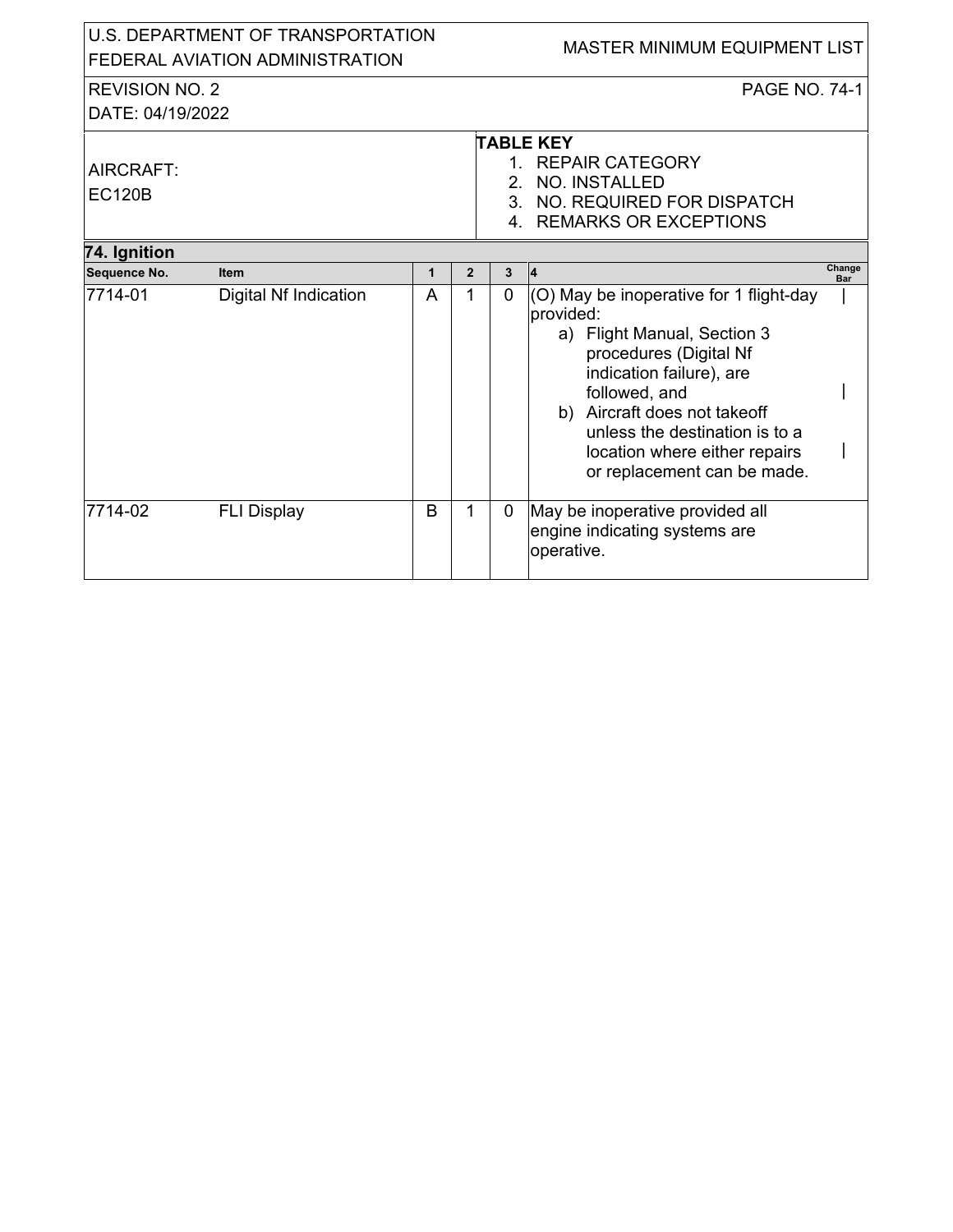U.S. DEPARTMENT OF TRANSPORTATION
FEDERAL AVIATION ADMINISTRATION

MASTER MINIMUM EQUIPMENT LIST

REVISION NO. 2
DATE: 04/19/2022

AIRCRAFT:
EC120B

**TABLE KEY**
1. REPAIR CATEGORY
2. NO. INSTALLED
3. NO. REQUIRED FOR DISPATCH
4. REMARKS OR EXCEPTIONS

## 74. Ignition

| Sequence No. | Item | 1 | 2 | 3 | 4 | Change Bar |
|---|---|---|---|---|---|---|
| 7714-01 | Digital Nf Indication | A | 1 | 0 | (O) May be inoperative for 1 flight-day provided:<br>a) Flight Manual, Section 3 procedures (Digital Nf indication failure), are followed, and<br>b) Aircraft does not takeoff unless the destination is to a location where either repairs or replacement can be made. | \| |
| 7714-02 | FLI Display | B | 1 | 0 | May be inoperative provided all engine indicating systems are operative. | |